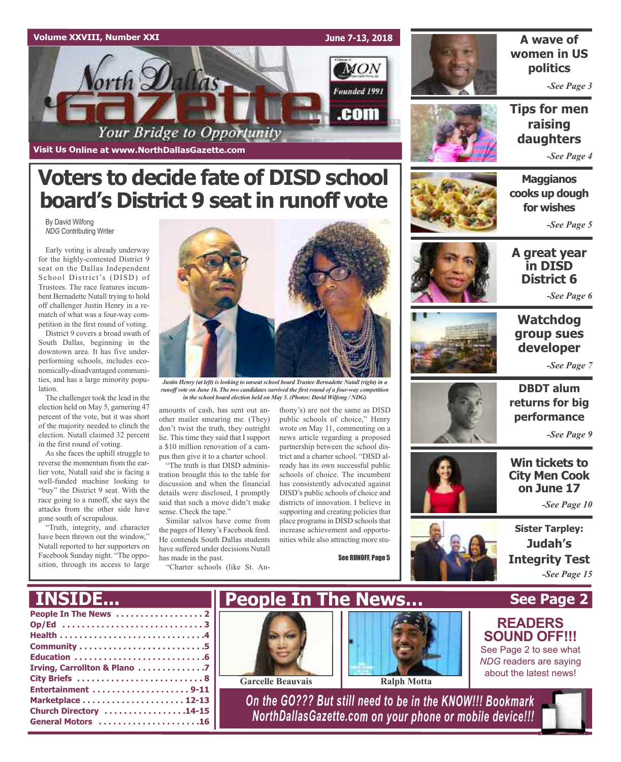Volume XXVIII, Number XXI — June 7-13, 2018

# North Dallas Gazette

*Your Bridge to Opportunity*

MON — Founded 1991 — .com

Visit Us Online at www.NorthDallasGazette.com

# Voters to decide fate of DISD school board's District 9 seat in runoff vote

By David Wilfong
*NDG* Contributing Writer

Early voting is already underway for the highly-contested District 9 seat on the Dallas Independent School District's (DISD) of Trustees. The race features incumbent Bernadette Nutall trying to hold off challenger Justin Henry in a rematch of what was a four-way competition in the first round of voting.

District 9 covers a broad swath of South Dallas, beginning in the downtown area. It has five underperforming schools, includes economically-disadvantaged communities, and has a large minority population.

The challenger took the lead in the election held on May 5, garnering 47 percent of the vote, but it was short of the majority needed to clinch the election. Nutall claimed 32 percent in the first round of voting.

As she faces the uphill struggle to reverse the momentum from the earlier vote, Nutall said she is facing a well-funded machine looking to "buy" the District 9 seat. With the race going to a runoff, she says the attacks from the other side have gone south of scrupulous.

"Truth, integrity, and character have been thrown out the window," Nutall reported to her supporters on Facebook Sunday night. "The opposition, through its access to large amounts of cash, has sent out another mailer smearing me. (They) don't twist the truth, they outright lie. This time they said that I support a $10 million renovation of a campus then give it to a charter school.

"The truth is that DISD administration brought this to the table for discussion and when the financial details were disclosed, I promptly said that such a move didn't make sense. Check the tape."

Similar salvos have come from the pages of Henry's Facebook feed. He contends South Dallas students have suffered under decisions Nutall has made in the past.

"Charter schools (like St. Anthony's) are not the same as DISD public schools of choice," Henry wrote on May 11, commenting on a news article regarding a proposed partnership between the school district and a charter school. "DISD already has its own successful public schools of choice. The incumbent has consistently advocated against DISD's public schools of choice and districts of innovation. I believe in supporting and creating policies that place programs in DISD schools that increase achievement and opportunities while also attracting more stu-

See RUNOFF, Page 5

*Justin Henry (at left) is looking to unseat school board Trustee Bernadette Nutall (right) in a runoff vote on June 16. The two candidates survived the first round of a four-way competition in the school board election held on May 5. (Photos: David Wilfong / NDG)*

---

**A wave of women in US politics** — *See Page 3*

**Tips for men raising daughters** — *See Page 4*

**Maggianos cooks up dough for wishes** — *See Page 5*

**A great year in DISD District 6** — *See Page 6*

**Watchdog group sues developer** — *See Page 7*

**DBDT alum returns for big performance** — *See Page 9*

**Win tickets to City Men Cook on June 17** — *See Page 10*

**Sister Tarpley: Judah's Integrity Test** — *See Page 15*

---

## INSIDE...

- People In The News ..... 2
- Op/Ed ..... 3
- Health ..... 4
- Community ..... 5
- Education ..... 6
- Irving, Carrollton & Plano ..... 7
- City Briefs ..... 8
- Entertainment ..... 9-11
- Marketplace ..... 12-13
- Church Directory ..... 14-15
- General Motors ..... 16

## People In The News... See Page 2

Garcelle Beauvais

Ralph Motta

**READERS SOUND OFF!!!**

See Page 2 to see what *NDG* readers are saying about the latest news!

*On the GO??? But still need to be in the KNOW!!! Bookmark NorthDallasGazette.com on your phone or mobile device!!!*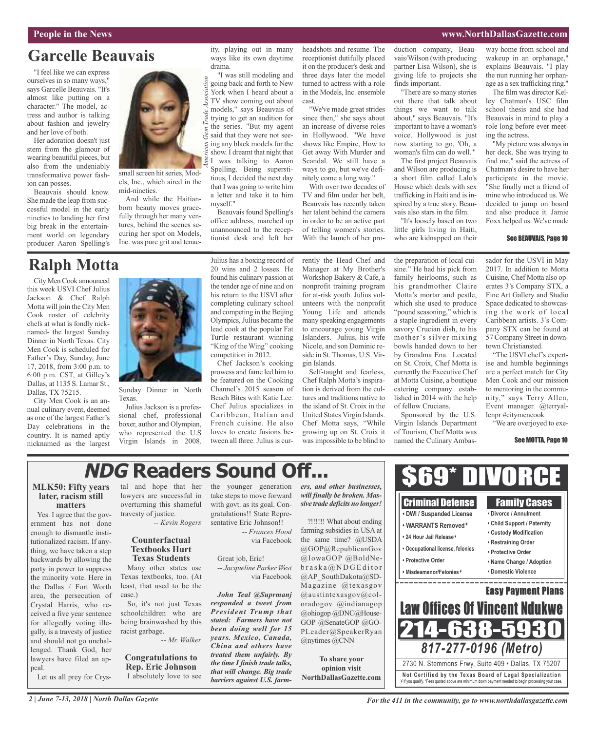# Garcelle Beauvais

"I feel like we can express ourselves in so many ways," says Garcelle Beauvais. "It's almost like putting on a character." The model, actress and author is talking about fashion and jewelry and her love of both.

Her adoration doesn't just stem from the glamour of wearing beautiful pieces, but also from the undeniably transformative power fashion can posses.

Beauvais should know. She made the leap from successful model in the early nineties to landing her first big break in the entertainment world on legendary producer Aaron Spelling's small screen hit series, Models, Inc., which aired in the mid-nineties.

*American Gem Trade Association*

And while the Haitian-born beauty moves gracefully through her many ventures, behind the scenes securing her spot on Models, Inc. was pure grit and tenacity, playing out in many ways like its own daytime drama.

"I was still modeling and going back and forth to New York when I heard about a TV show coming out about models," says Beauvais of trying to get an audition for the series. "But my agent said that they were not seeing any black models for the show. I dreamt that night that I was talking to Aaron Spelling. Being superstitious, I decided the next day that I was going to write him a letter and take it to him myself."

Beauvais found Spelling's office address, marched up unannounced to the receptionist desk and left her headshots and resume. The receptionist dutifully placed it on the producer's desk and three days later the model turned to actress with a role in the Models, Inc. ensemble cast.

"We've made great strides since then," she says about an increase of diverse roles in Hollywood. "We have shows like Empire, How to Get away With Murder and Scandal. We still have a ways to go, but we've definitely come a long way."

With over two decades of TV and film under her belt, Beauvais has recently taken her talent behind the camera in order to be an active part of telling women's stories. With the launch of her production company, Beauvais/Wilson (with producing partner Lisa Wilson), she is giving life to projects she finds important.

"There are so many stories out there that talk about things we want to talk about," says Beauvais. "It's important to have a woman's voice. Hollywood is just now starting to go, 'Oh, a woman's film can do well.'"

The first project Beauvais and Wilson are producing is a short film called Lalo's House which deals with sex trafficking in Haiti and is inspired by a true story. Beauvais also stars in the film.

"It's loosely based on two little girls living in Haiti, who are kidnapped on their way home from school and wakeup in an orphanage," explains Beauvais. "I play the nun running her orphanage as a sex trafficking ring."

The film was director Kelley Chatman's USC film school thesis and she had Beauvais in mind to play a role long before ever meeting the actress.

"My picture was always in her deck. She was trying to find me," said the actress of Chatman's desire to have her participate in the movie. "She finally met a friend of mine who introduced us. We decided to jump on board and also produce it. Jamie Foxx helped us. We've made

**See BEAUVAIS, Page 10**

# Ralph Motta

City Men Cook announced this week USVI Chef Julius Jackson & Chef Ralph Motta will join the City Men Cook roster of celebrity chefs at what is fondly nicknamed- the largest Sunday Dinner in North Texas. City Men Cook is scheduled for Father's Day, Sunday, June 17, 2018, from 3:00 p.m. to 6:00 p.m. CST, at Gilley's Dallas, at 1135 S. Lamar St., Dallas, TX 75215.

City Men Cook is an annual culinary event, deemed as one of the largest Father's Day celebrations in the country. It is named aptly nicknamed as the largest Sunday Dinner in North Texas.

Julius Jackson is a professional chef, professional boxer, author and Olympian, who represented the U.S Virgin Islands in 2008. Julius has a boxing record of 20 wins and 2 losses. He found his culinary passion at the tender age of nine and on his return to the USVI after completing culinary school and competing in the Beijing Olympics, Julius became the lead cook at the popular Fat Turtle restaurant winning "King of the Wing" cooking competition in 2012.

Chef Jackson's cooking prowess and fame led him to be featured on the Cooking Channel's 2015 season of Beach Bites with Katie Lee. Chef Julius specializes in Caribbean, Italian and French cuisine. He also loves to create fusions between all three. Julius is currently the Head Chef and Manager at My Brother's Workshop Bakery & Cafe, a nonprofit training program for at-risk youth. Julius volunteers with the nonprofit Young Life and attends many speaking engagements to encourage young Virgin Islanders. Julius, his wife Nicole, and son Dominic reside in St. Thomas, U.S. Virgin Islands.

Self-taught and fearless, Chef Ralph Motta's inspiration is derived from the cultures and traditions native to the island of St. Croix in the United States Virgin Islands. Chef Motta says, "While growing up on St. Croix it was impossible to be blind to the preparation of local cuisine." He had his pick from family heirlooms, such as his grandmother Claire Motta's mortar and pestle, which she used to produce "pound seasoning," which is a staple ingredient in every savory Crucian dish, to his mother's silver mixing bowls handed down to her by Grandma Ena. Located on St. Croix, Chef Motta is currently the Executive Chef at Motta Cuisine, a boutique catering company established in 2014 with the help of fellow Crucians.

Sponsored by the U.S. Virgin Islands Department of Tourism, Chef Motta was named the Culinary Ambassador for the USVI in May 2017. In addition to Motta Cuisine, Chef Motta also operates 3's Company STX, a Fine Art Gallery and Studio Space dedicated to showcasing the work of local Caribbean artists. 3's Company STX can be found at 57 Company Street in downtown Christiansted.

"The USVI chef's expertise and humble beginnings are a perfect match for City Men Cook and our mission to mentoring in the community," says Terry Allen, Event manager. @terryallenpr #citymencook

"We are overjoyed to exe-

**See MOTTA, Page 10**

# *NDG* Readers Sound Off...

### MLK50: Fifty years later, racism still matters

Yes. I agree that the government has not done enough to dismantle institutionalized racism. If anything, we have taken a step backwards by allowing the party in power to suppress the minority vote. Here in the Dallas / Fort Worth area, the persecution of Crystal Harris, who received a five year sentence for allegedly voting illegally, is a travesty of justice and should not go unchallenged. Thank God, her lawyers have filed an appeal.

Let us all prey for Crystal and hope that her lawyers are successful in overturning this shameful travesty of justice.

*-- Kevin Rogers*

### Counterfactual Textbooks Hurt Texas Students

Many other states use Texas textbooks, too. (At least, that used to be the case.)

So, it's not just Texas schoolchildren who are being brainwashed by this racist garbage.

*-- Mr. Walker*

### Congratulations to Rep. Eric Johnson

I absolutely love to see the younger generation take steps to move forward with govt. as its goal. Congratulations!! State Representative Eric Johnson!!

*-- Frances Hood* via Facebook

Great job, Eric!

*-- Jacqueline Parker West* via Facebook

***John Teal @Suprmanj responded a tweet from President Trump that stated: Farmers have not been doing well for 15 years. Mexico, Canada, China and others have treated them unfairly. By the time I finish trade talks, that will change. Big trade barriers against U.S. farmers, and other businesses, will finally be broken. Massive trade deficits no longer!***

?!!!!!! What about ending farming subsidies in USA at the same time? @USDA @GOP@RepublicanGov @IowaGOP @BoldNebraska@NDGEditor @AP_SouthDakota@SDMagazine @texasgov @austintexasgov@coloradogov @indianagop @ohiogop @DNC@HouseGOP @SenateGOP @GOPLeader@SpeakerRyan @nytimes @CNN

**To share your opinion visit NorthDallasGazette.com**

---

# $69* DIVORCE

**Criminal Defense**
- DWI / Suspended License
- WARRANTS Removed¥
- 24 Hour Jail Release¥
- Occupational license, felonies
- Protective Order
- Misdeamenor/Felonies¥

**Family Cases**
- Divorce / Annulment
- Child Support / Paternity
- Custody Modification
- Restraining Order
- Protective Order
- Name Change / Adoption
- Domestic Violence

**Easy Payment Plans**

**Law Offices Of Vincent Ndukwe**

**214-638-5930**

***817-277-0196 (Metro)***

2730 N. Stemmons Frwy, Suite 409 • Dallas, TX 75207

**Not Certified by the Texas Board of Legal Specialization**
¥ If you qualify. *Fees quoted above are minimum down payment needed to begin processing your case.

For the 411 in the community, go to www.northdallasgazette.com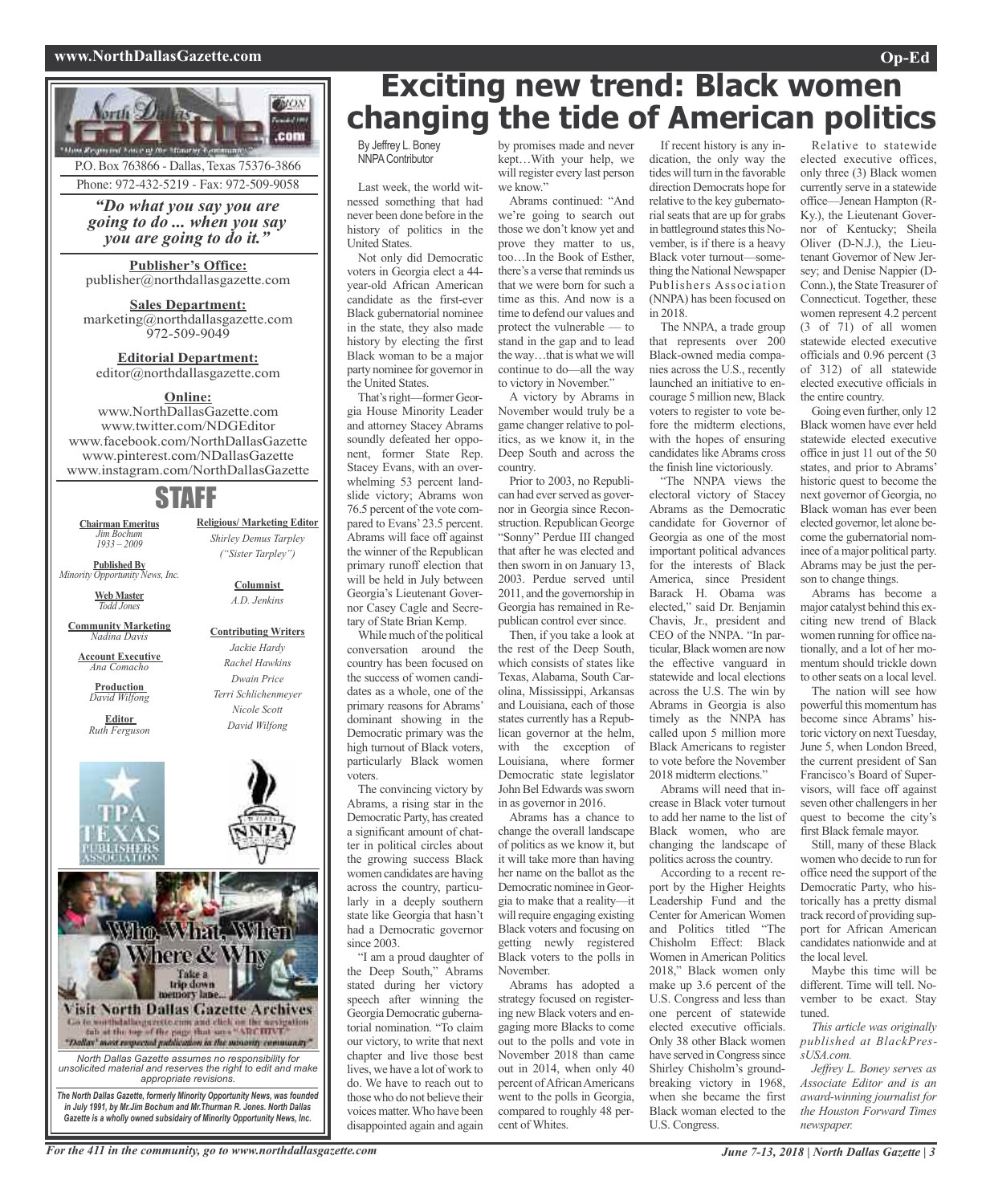North Dallas Gazette

P.O. Box 763866 - Dallas, Texas 75376-3866

Phone: 972-432-5219 - Fax: 972-509-9058

***"Do what you say you are going to do ... when you say you are going to do it."***

**Publisher's Office:**
publisher@northdallasgazette.com

**Sales Department:**
marketing@northdallasgazette.com
972-509-9049

**Editorial Department:**
editor@northdallasgazette.com

**Online:**
www.NorthDallasGazette.com
www.twitter.com/NDGEditor
www.facebook.com/NorthDallasGazette
www.pinterest.com/NDallasGazette
www.instagram.com/NorthDallasGazette

## STAFF

**Chairman Emeritus**
*Jim Bochum 1933 – 2009*

**Published By**
*Minority Opportunity News, Inc.*

**Web Master**
*Todd Jones*

**Community Marketing**
*Nadina Davis*

**Account Executive**
*Ana Comacho*

**Production**
*David Wilfong*

**Editor**
*Ruth Ferguson*

**Religious/ Marketing Editor**
*Shirley Demus Tarpley ("Sister Tarpley")*

**Columnist**
*A.D. Jenkins*

**Contributing Writers**
*Jackie Hardy*
*Rachel Hawkins*
*Dwain Price*
*Terri Schlichenmeyer*
*Nicole Scott*
*David Wilfong*

Who, What, When Where & Why — Take a trip down memory lane... Visit North Dallas Gazette Archives. Go to northdallasgazette.com and click on the navigation tab at the top of the page that says "ARCHIVE". "Dallas' most respected publication in the minority community"

*North Dallas Gazette assumes no responsibility for unsolicited material and reserves the right to edit and make appropriate revisions.*

***The North Dallas Gazette, formerly Minority Opportunity News, was founded in July 1991, by Mr.Jim Bochum and Mr.Thurman R. Jones. North Dallas Gazette is a wholly owned subsidairy of Minority Opportunity News, Inc.***

# Exciting new trend: Black women changing the tide of American politics

By Jeffrey L. Boney
NNPA Contributor

Last week, the world witnessed something that had never been done before in the history of politics in the United States.

Not only did Democratic voters in Georgia elect a 44-year-old African American candidate as the first-ever Black gubernatorial nominee in the state, they also made history by electing the first Black woman to be a major party nominee for governor in the United States.

That's right—former Georgia House Minority Leader and attorney Stacey Abrams soundly defeated her opponent, former State Rep. Stacey Evans, with an overwhelming 53 percent landslide victory; Abrams won 76.5 percent of the vote compared to Evans' 23.5 percent. Abrams will face off against the winner of the Republican primary runoff election that will be held in July between Georgia's Lieutenant Governor Casey Cagle and Secretary of State Brian Kemp.

While much of the political conversation around the country has been focused on the success of women candidates as a whole, one of the primary reasons for Abrams' dominant showing in the Democratic primary was the high turnout of Black voters, particularly Black women voters.

The convincing victory by Abrams, a rising star in the Democratic Party, has created a significant amount of chatter in political circles about the growing success Black women candidates are having across the country, particularly in a deeply southern state like Georgia that hasn't had a Democratic governor since 2003.

"I am a proud daughter of the Deep South," Abrams stated during her victory speech after winning the Georgia Democratic gubernatorial nomination. "To claim our victory, to write that next chapter and live those best lives, we have a lot of work to do. We have to reach out to those who do not believe their voices matter. Who have been disappointed again and again by promises made and never kept…With your help, we will register every last person we know."

Abrams continued: "And we're going to search out those we don't know yet and prove they matter to us, too…In the Book of Esther, there's a verse that reminds us that we were born for such a time as this. And now is a time to defend our values and protect the vulnerable — to stand in the gap and to lead the way…that is what we will continue to do—all the way to victory in November."

A victory by Abrams in November would truly be a game changer relative to politics, as we know it, in the Deep South and across the country.

Prior to 2003, no Republican had ever served as governor in Georgia since Reconstruction. Republican George "Sonny" Perdue III changed that after he was elected and then sworn in on January 13, 2003. Perdue served until 2011, and the governorship in Georgia has remained in Republican control ever since.

Then, if you take a look at the rest of the Deep South, which consists of states like Texas, Alabama, South Carolina, Mississippi, Arkansas and Louisiana, each of those states currently has a Republican governor at the helm, with the exception of Louisiana, where former Democratic state legislator John Bel Edwards was sworn in as governor in 2016.

Abrams has a chance to change the overall landscape of politics as we know it, but it will take more than having her name on the ballot as the Democratic nominee in Georgia to make that a reality—it will require engaging existing Black voters and focusing on getting newly registered Black voters to the polls in November.

Abrams has adopted a strategy focused on registering new Black voters and engaging more Blacks to come out to the polls and vote in November 2018 than came out in 2014, when only 40 percent of African Americans went to the polls in Georgia, compared to roughly 48 percent of Whites.

If recent history is any indication, the only way the tides will turn in the favorable direction Democrats hope for relative to the key gubernatorial seats that are up for grabs in battleground states this November, is if there is a heavy Black voter turnout—something the National Newspaper Publishers Association (NNPA) has been focused on in 2018.

The NNPA, a trade group that represents over 200 Black-owned media companies across the U.S., recently launched an initiative to encourage 5 million new, Black voters to register to vote before the midterm elections, with the hopes of ensuring candidates like Abrams cross the finish line victoriously.

"The NNPA views the electoral victory of Stacey Abrams as the Democratic candidate for Governor of Georgia as one of the most important political advances for the interests of Black America, since President Barack H. Obama was elected," said Dr. Benjamin Chavis, Jr., president and CEO of the NNPA. "In particular, Black women are now the effective vanguard in statewide and local elections across the U.S. The win by Abrams in Georgia is also timely as the NNPA has called upon 5 million more Black Americans to register to vote before the November 2018 midterm elections."

Abrams will need that increase in Black voter turnout to add her name to the list of Black women, who are changing the landscape of politics across the country.

According to a recent report by the Higher Heights Leadership Fund and the Center for American Women and Politics titled "The Chisholm Effect: Black Women in American Politics 2018," Black women only make up 3.6 percent of the U.S. Congress and less than one percent of statewide elected executive officials. Only 38 other Black women have served in Congress since Shirley Chisholm's groundbreaking victory in 1968, when she became the first Black woman elected to the U.S. Congress.

Relative to statewide elected executive offices, only three (3) Black women currently serve in a statewide office—Jenean Hampton (R-Ky.), the Lieutenant Governor of Kentucky; Sheila Oliver (D-N.J.), the Lieutenant Governor of New Jersey; and Denise Nappier (D-Conn.), the State Treasurer of Connecticut. Together, these women represent 4.2 percent (3 of 71) of all women statewide elected executive officials and 0.96 percent (3 of 312) of all statewide elected executive officials in the entire country.

Going even further, only 12 Black women have ever held statewide elected executive office in just 11 out of the 50 states, and prior to Abrams' historic quest to become the next governor of Georgia, no Black woman has ever been elected governor, let alone become the gubernatorial nominee of a major political party. Abrams may be just the person to change things.

Abrams has become a major catalyst behind this exciting new trend of Black women running for office nationally, and a lot of her momentum should trickle down to other seats on a local level.

The nation will see how powerful this momentum has become since Abrams' historic victory on next Tuesday, June 5, when London Breed, the current president of San Francisco's Board of Supervisors, will face off against seven other challengers in her quest to become the city's first Black female mayor.

Still, many of these Black women who decide to run for office need the support of the Democratic Party, who historically has a pretty dismal track record of providing support for African American candidates nationwide and at the local level.

Maybe this time will be different. Time will tell. November to be exact. Stay tuned.

*This article was originally published at BlackPressUSA.com.*

*Jeffrey L. Boney serves as Associate Editor and is an award-winning journalist for the Houston Forward Times newspaper.*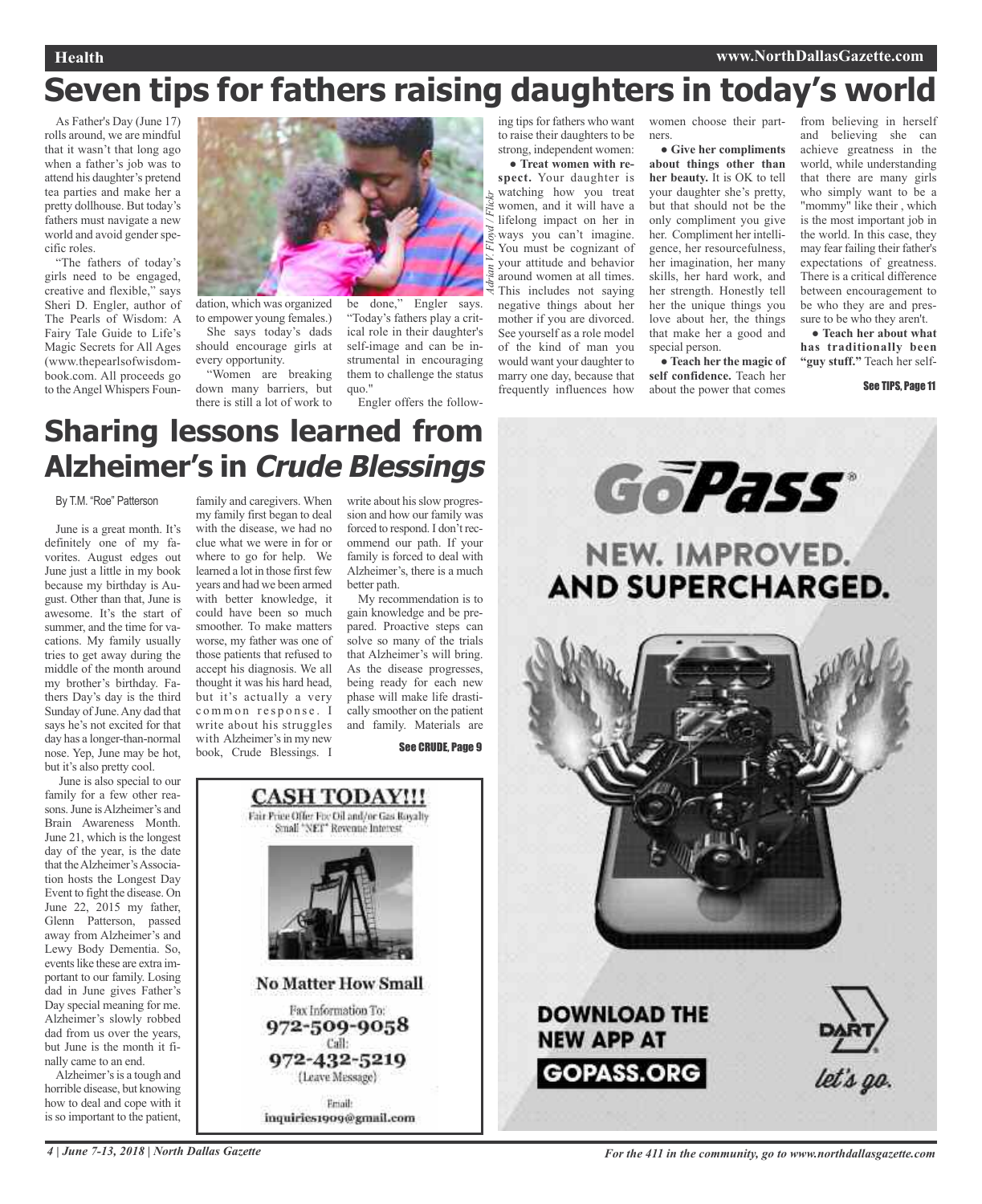# Seven tips for fathers raising daughters in today's world

As Father's Day (June 17) rolls around, we are mindful that it wasn't that long ago when a father's job was to attend his daughter's pretend tea parties and make her a pretty dollhouse. But today's fathers must navigate a new world and avoid gender specific roles.

"The fathers of today's girls need to be engaged, creative and flexible," says Sheri D. Engler, author of The Pearls of Wisdom: A Fairy Tale Guide to Life's Magic Secrets for All Ages (www.thepearlsofwisdombook.com. All proceeds go to the Angel Whispers Foundation, which was organized to empower young females.)

Adrian V. Floyd / Flickr

She says today's dads should encourage girls at every opportunity.

"Women are breaking down many barriers, but there is still a lot of work to be done," Engler says. "Today's fathers play a critical role in their daughter's self-image and can be instrumental in encouraging them to challenge the status quo."

Engler offers the following tips for fathers who want to raise their daughters to be strong, independent women:

- **Treat women with respect.** Your daughter is watching how you treat women, and it will have a lifelong impact on her in ways you can't imagine. You must be cognizant of your attitude and behavior around women at all times. This includes not saying negative things about her mother if you are divorced. See yourself as a role model of the kind of man you would want your daughter to marry one day, because that frequently influences how women choose their partners.
- **Give her compliments about things other than her beauty.** It is OK to tell your daughter she's pretty, but that should not be the only compliment you give her. Compliment her intelligence, her resourcefulness, her imagination, her many skills, her hard work, and her strength. Honestly tell her the unique things you love about her, the things that make her a good and special person.
- **Teach her the magic of self confidence.** Teach her about the power that comes from believing in herself and believing she can achieve greatness in the world, while understanding that there are many girls who simply want to be a "mommy" like their , which is the most important job in the world. In this case, they may fear failing their father's expectations of greatness. There is a critical difference between encouragement to be who they are and pressure to be who they aren't.
- **Teach her about what has traditionally been "guy stuff."** Teach her self-

See TIPS, Page 11

# Sharing lessons learned from Alzheimer's in *Crude Blessings*

By T.M. "Roe" Patterson

June is a great month. It's definitely one of my favorites. August edges out June just a little in my book because my birthday is August. Other than that, June is awesome. It's the start of summer, and the time for vacations. My family usually tries to get away during the middle of the month around my brother's birthday. Fathers Day's day is the third Sunday of June. Any dad that says he's not excited for that day has a longer-than-normal nose. Yep, June may be hot, but it's also pretty cool.

June is also special to our family for a few other reasons. June is Alzheimer's and Brain Awareness Month. June 21, which is the longest day of the year, is the date that the Alzheimer's Association hosts the Longest Day Event to fight the disease. On June 22, 2015 my father, Glenn Patterson, passed away from Alzheimer's and Lewy Body Dementia. So, events like these are extra important to our family. Losing dad in June gives Father's Day special meaning for me. Alzheimer's slowly robbed dad from us over the years, but June is the month it finally came to an end.

Alzheimer's is a tough and horrible disease, but knowing how to deal and cope with it is so important to the patient, family and caregivers. When my family first began to deal with the disease, we had no clue what we were in for or where to go for help. We learned a lot in those first few years and had we been armed with better knowledge, it could have been so much smoother. To make matters worse, my father was one of those patients that refused to accept his diagnosis. We all thought it was his hard head, but it's actually a very common response. I write about his struggles with Alzheimer's in my new book, Crude Blessings. I write about his slow progression and how our family was forced to respond. I don't recommend our path. If your family is forced to deal with Alzheimer's, there is a much better path.

My recommendation is to gain knowledge and be prepared. Proactive steps can solve so many of the trials that Alzheimer's will bring. As the disease progresses, being ready for each new phase will make life drastically smoother on the patient and family. Materials are

See CRUDE, Page 9

**CASH TODAY!!!**

Fair Price Offer For Oil and/or Gas Royalty
Small "NET" Revenue Interest

**No Matter How Small**

Fax Information To:
972-509-9058
Call:
972-432-5219
(Leave Message)

Email:
inquiries1909@gmail.com

**GoPass®**

**NEW. IMPROVED. AND SUPERCHARGED.**

**DOWNLOAD THE NEW APP AT GOPASS.ORG**

DART
let's go.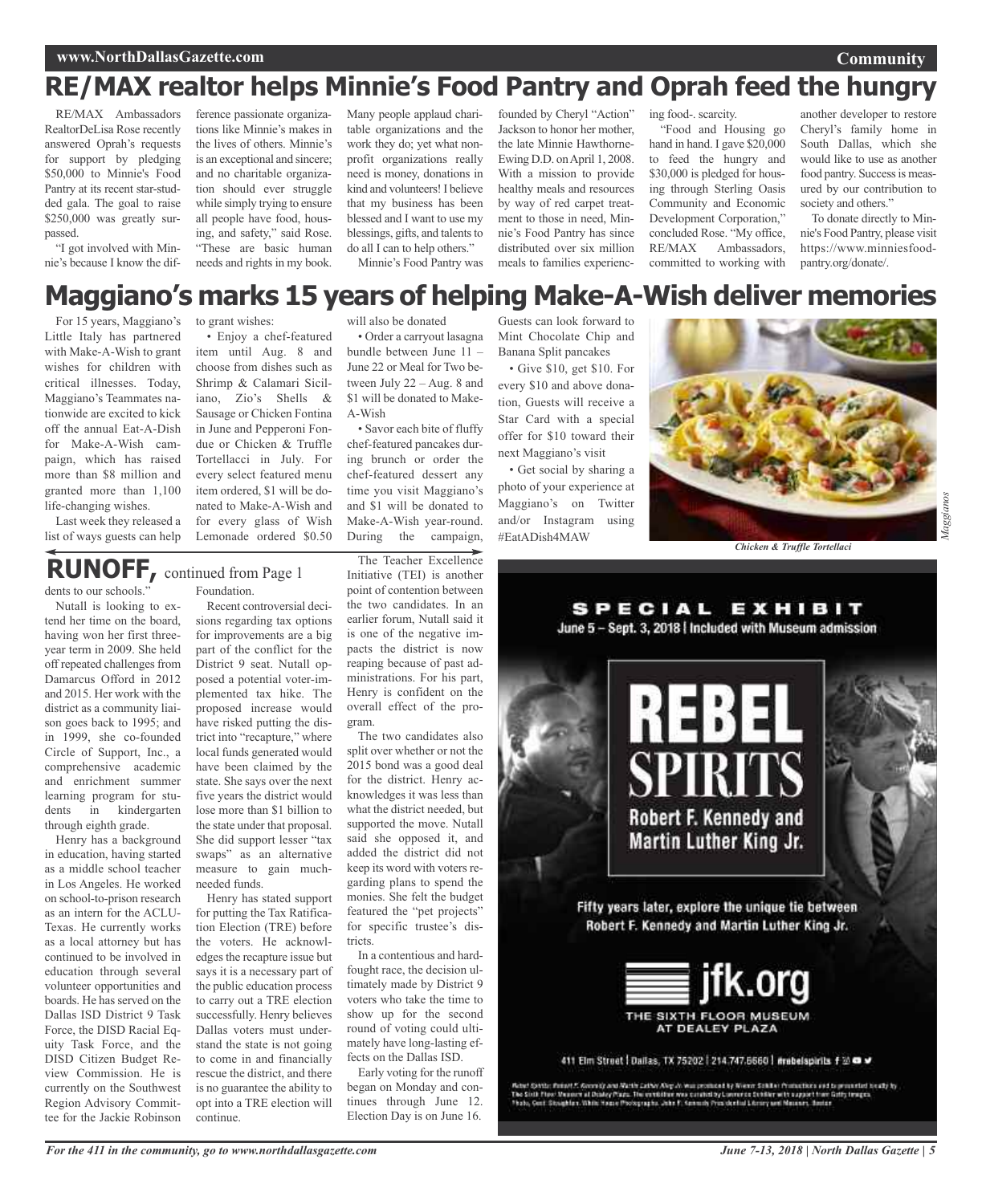# RE/MAX realtor helps Minnie's Food Pantry and Oprah feed the hungry

RE/MAX Ambassadors RealtorDeLisa Rose recently answered Oprah's requests for support by pledging $50,000 to Minnie's Food Pantry at its recent star-studded gala. The goal to raise $250,000 was greatly surpassed.

"I got involved with Minnie's because I know the difference passionate organizations like Minnie's makes in the lives of others. Minnie's is an exceptional and sincere; and no charitable organization should ever struggle while simply trying to ensure all people have food, housing, and safety," said Rose. "These are basic human needs and rights in my book. Many people applaud charitable organizations and the work they do; yet what nonprofit organizations really need is money, donations in kind and volunteers! I believe that my business has been blessed and I want to use my blessings, gifts, and talents to do all I can to help others."

Minnie's Food Pantry was founded by Cheryl "Action" Jackson to honor her mother, the late Minnie Hawthorne-Ewing D.D. on April 1, 2008. With a mission to provide healthy meals and resources by way of red carpet treatment to those in need, Minnie's Food Pantry has since distributed over six million meals to families experiencing food-. scarcity.

"Food and Housing go hand in hand. I gave $20,000 to feed the hungry and $30,000 is pledged for housing through Sterling Oasis Community and Economic Development Corporation," concluded Rose. "My office, RE/MAX Ambassadors, committed to working with another developer to restore Cheryl's family home in South Dallas, which she would like to use as another food pantry. Success is measured by our contribution to society and others."

To donate directly to Minnie's Food Pantry, please visit https://www.minniesfoodpantry.org/donate/.

# Maggiano's marks 15 years of helping Make-A-Wish deliver memories

For 15 years, Maggiano's Little Italy has partnered with Make-A-Wish to grant wishes for children with critical illnesses. Today, Maggiano's Teammates nationwide are excited to kick off the annual Eat-A-Dish for Make-A-Wish campaign, which has raised more than $8 million and granted more than 1,100 life-changing wishes.

Last week they released a list of ways guests can help to grant wishes:

- Enjoy a chef-featured item until Aug. 8 and choose from dishes such as Shrimp & Calamari Siciliano, Zio's Shells & Sausage or Chicken Fontina in June and Pepperoni Fondue or Chicken & Truffle Tortellacci in July. For every select featured menu item ordered, $1 will be donated to Make-A-Wish and for every glass of Wish Lemonade ordered $0.50 will also be donated
- Order a carryout lasagna bundle between June 11 – June 22 or Meal for Two between July 22 – Aug. 8 and $1 will be donated to Make-A-Wish
- Savor each bite of fluffy chef-featured pancakes during brunch or order the chef-featured dessert any time you visit Maggiano's and $1 will be donated to Make-A-Wish year-round. During the campaign, Guests can look forward to Mint Chocolate Chip and Banana Split pancakes
- Give $10, get $10. For every $10 and above donation, Guests will receive a Star Card with a special offer for $10 toward their next Maggiano's visit
- Get social by sharing a photo of your experience at Maggiano's on Twitter and/or Instagram using #EatADish4MAW

*Maggianos*

*Chicken & Truffle Tortellaci*

# RUNOFF, continued from Page 1

dents to our schools."

Nutall is looking to extend her time on the board, having won her first three-year term in 2009. She held off repeated challenges from Damarcus Offord in 2012 and 2015. Her work with the district as a community liaison goes back to 1995; and in 1999, she co-founded Circle of Support, Inc., a comprehensive academic and enrichment summer learning program for students in kindergarten through eighth grade.

Henry has a background in education, having started as a middle school teacher in Los Angeles. He worked on school-to-prison research as an intern for the ACLU-Texas. He currently works as a local attorney but has continued to be involved in education through several volunteer opportunities and boards. He has served on the Dallas ISD District 9 Task Force, the DISD Racial Equity Task Force, and the DISD Citizen Budget Review Commission. He is currently on the Southwest Region Advisory Committee for the Jackie Robinson Foundation.

Recent controversial decisions regarding tax options for improvements are a big part of the conflict for the District 9 seat. Nutall opposed a potential voter-implemented tax hike. The proposed increase would have risked putting the district into "recapture," where local funds generated would have been claimed by the state. She says over the next five years the district would lose more than $1 billion to the state under that proposal. She did support lesser "tax swaps" as an alternative measure to gain much-needed funds.

Henry has stated support for putting the Tax Ratification Election (TRE) before the voters. He acknowledges the recapture issue but says it is a necessary part of the public education process to carry out a TRE election successfully. Henry believes Dallas voters must understand the state is not going to come in and financially rescue the district, and there is no guarantee the ability to opt into a TRE election will continue.

The Teacher Excellence Initiative (TEI) is another point of contention between the two candidates. In an earlier forum, Nutall said it is one of the negative impacts the district is now reaping because of past administrations. For his part, Henry is confident on the overall effect of the program.

The two candidates also split over whether or not the 2015 bond was a good deal for the district. Henry acknowledges it was less than what the district needed, but supported the move. Nutall said she opposed it, and added the district did not keep its word with voters regarding plans to spend the monies. She felt the budget featured the "pet projects" for specific trustee's districts.

In a contentious and hard-fought race, the decision ultimately made by District 9 voters who take the time to show up for the second round of voting could ultimately have long-lasting effects on the Dallas ISD.

Early voting for the runoff began on Monday and continues through June 12. Election Day is on June 16.

SPECIAL EXHIBIT

June 5 – Sept. 3, 2018 | Included with Museum admission

**REBEL SPIRITS**

**Robert F. Kennedy and Martin Luther King Jr.**

Fifty years later, explore the unique tie between Robert F. Kennedy and Martin Luther King Jr.

jfk.org

THE SIXTH FLOOR MUSEUM AT DEALEY PLAZA

411 Elm Street | Dallas, TX 75202 | 214.747.6660 | #rebelspirits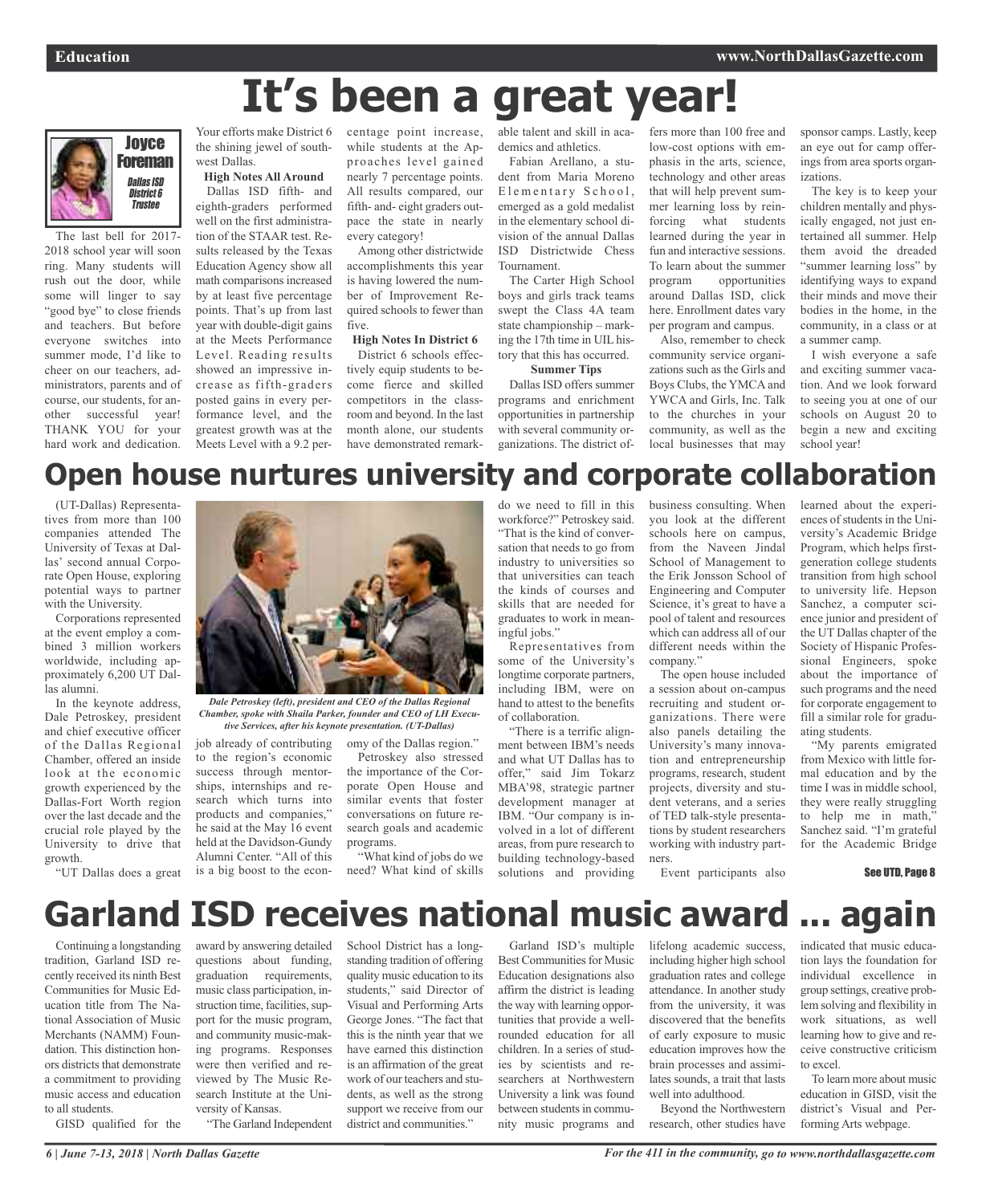# It's been a great year!

**Joyce Foreman**
*Dallas ISD District 6 Trustee*

The last bell for 2017-2018 school year will soon ring. Many students will rush out the door, while some will linger to say "good bye" to close friends and teachers. But before everyone switches into summer mode, I'd like to cheer on our teachers, administrators, parents and of course, our students, for another successful year! THANK YOU for your hard work and dedication. Your efforts make District 6 the shining jewel of southwest Dallas.

**High Notes All Around**

Dallas ISD fifth- and eighth-graders performed well on the first administration of the STAAR test. Results released by the Texas Education Agency show all math comparisons increased by at least five percentage points. That's up from last year with double-digit gains at the Meets Performance Level. Reading results showed an impressive increase as fifth-graders posted gains in every performance level, and the greatest growth was at the Meets Level with a 9.2 percentage point increase, while students at the Approaches level gained nearly 7 percentage points. All results compared, our fifth- and- eight graders outpace the state in nearly every category!

Among other districtwide accomplishments this year is having lowered the number of Improvement Required schools to fewer than five.

**High Notes In District 6**

District 6 schools effectively equip students to become fierce and skilled competitors in the classroom and beyond. In the last month alone, our students have demonstrated remarkable talent and skill in academics and athletics.

Fabian Arellano, a student from Maria Moreno Elementary School, emerged as a gold medalist in the elementary school division of the annual Dallas ISD Districtwide Chess Tournament.

The Carter High School boys and girls track teams swept the Class 4A team state championship – marking the 17th time in UIL history that this has occurred.

**Summer Tips**

Dallas ISD offers summer programs and enrichment opportunities in partnership with several community organizations. The district offers more than 100 free and low-cost options with emphasis in the arts, science, technology and other areas that will help prevent summer learning loss by reinforcing what students learned during the year in fun and interactive sessions. To learn about the summer program opportunities around Dallas ISD, click here. Enrollment dates vary per program and campus.

Also, remember to check community service organizations such as the Girls and Boys Clubs, the YMCA and YWCA and Girls, Inc. Talk to the churches in your community, as well as the local businesses that may sponsor camps. Lastly, keep an eye out for camp offerings from area sports organizations.

The key is to keep your children mentally and physically engaged, not just entertained all summer. Help them avoid the dreaded "summer learning loss" by identifying ways to expand their minds and move their bodies in the home, in the community, in a class or at a summer camp.

I wish everyone a safe and exciting summer vacation. And we look forward to seeing you at one of our schools on August 20 to begin a new and exciting school year!

# Open house nurtures university and corporate collaboration

(UT-Dallas) Representatives from more than 100 companies attended The University of Texas at Dallas' second annual Corporate Open House, exploring potential ways to partner with the University.

Corporations represented at the event employ a combined 3 million workers worldwide, including approximately 6,200 UT Dallas alumni.

In the keynote address, Dale Petroskey, president and chief executive officer of the Dallas Regional Chamber, offered an inside look at the economic growth experienced by the Dallas-Fort Worth region over the last decade and the crucial role played by the University to drive that growth.

*Dale Petroskey (left), president and CEO of the Dallas Regional Chamber, spoke with Shaila Parker, founder and CEO of LH Executive Services, after his keynote presentation. (UT-Dallas)*

"UT Dallas does a great job already of contributing to the region's economic success through mentorships, internships and research which turns into products and companies," he said at the May 16 event held at the Davidson-Gundy Alumni Center. "All of this is a big boost to the economy of the Dallas region."

Petroskey also stressed the importance of the Corporate Open House and similar events that foster conversations on future research goals and academic programs.

"What kind of jobs do we need? What kind of skills do we need to fill in this workforce?" Petroskey said. "That is the kind of conversation that needs to go from industry to universities so that universities can teach the kinds of courses and skills that are needed for graduates to work in meaningful jobs."

Representatives from some of the University's longtime corporate partners, including IBM, were on hand to attest to the benefits of collaboration.

"There is a terrific alignment between IBM's needs and what UT Dallas has to offer," said Jim Tokarz MBA'98, strategic partner development manager at IBM. "Our company is involved in a lot of different areas, from pure research to building technology-based solutions and providing business consulting. When you look at the different schools here on campus, from the Naveen Jindal School of Management to the Erik Jonsson School of Engineering and Computer Science, it's great to have a pool of talent and resources which can address all of our different needs within the company."

The open house included a session about on-campus recruiting and student organizations. There were also panels detailing the University's many innovation and entrepreneurship programs, research, student projects, diversity and student veterans, and a series of TED talk-style presentations by student researchers working with industry partners.

Event participants also learned about the experiences of students in the University's Academic Bridge Program, which helps first-generation college students transition from high school to university life. Hepson Sanchez, a computer science junior and president of the UT Dallas chapter of the Society of Hispanic Professional Engineers, spoke about the importance of such programs and the need for corporate engagement to fill a similar role for graduating students.

"My parents emigrated from Mexico with little formal education and by the time I was in middle school, they were really struggling to help me in math," Sanchez said. "I'm grateful for the Academic Bridge

**See UTD, Page 8**

# Garland ISD receives national music award ... again

Continuing a longstanding tradition, Garland ISD recently received its ninth Best Communities for Music Education title from The National Association of Music Merchants (NAMM) Foundation. This distinction honors districts that demonstrate a commitment to providing music access and education to all students.

GISD qualified for the award by answering detailed questions about funding, graduation requirements, music class participation, instruction time, facilities, support for the music program, and community music-making programs. Responses were then verified and reviewed by The Music Research Institute at the University of Kansas.

"The Garland Independent School District has a longstanding tradition of offering quality music education to its students," said Director of Visual and Performing Arts George Jones. "The fact that this is the ninth year that we have earned this distinction is an affirmation of the great work of our teachers and students, as well as the strong support we receive from our district and communities."

Garland ISD's multiple Best Communities for Music Education designations also affirm the district is leading the way with learning opportunities that provide a well-rounded education for all children. In a series of studies by scientists and researchers at Northwestern University a link was found between students in community music programs and lifelong academic success, including higher high school graduation rates and college attendance. In another study from the university, it was discovered that the benefits of early exposure to music education improves how the brain processes and assimilates sounds, a trait that lasts well into adulthood.

Beyond the Northwestern research, other studies have indicated that music education lays the foundation for individual excellence in group settings, creative problem solving and flexibility in work situations, as well learning how to give and receive constructive criticism to excel.

To learn more about music education in GISD, visit the district's Visual and Performing Arts webpage.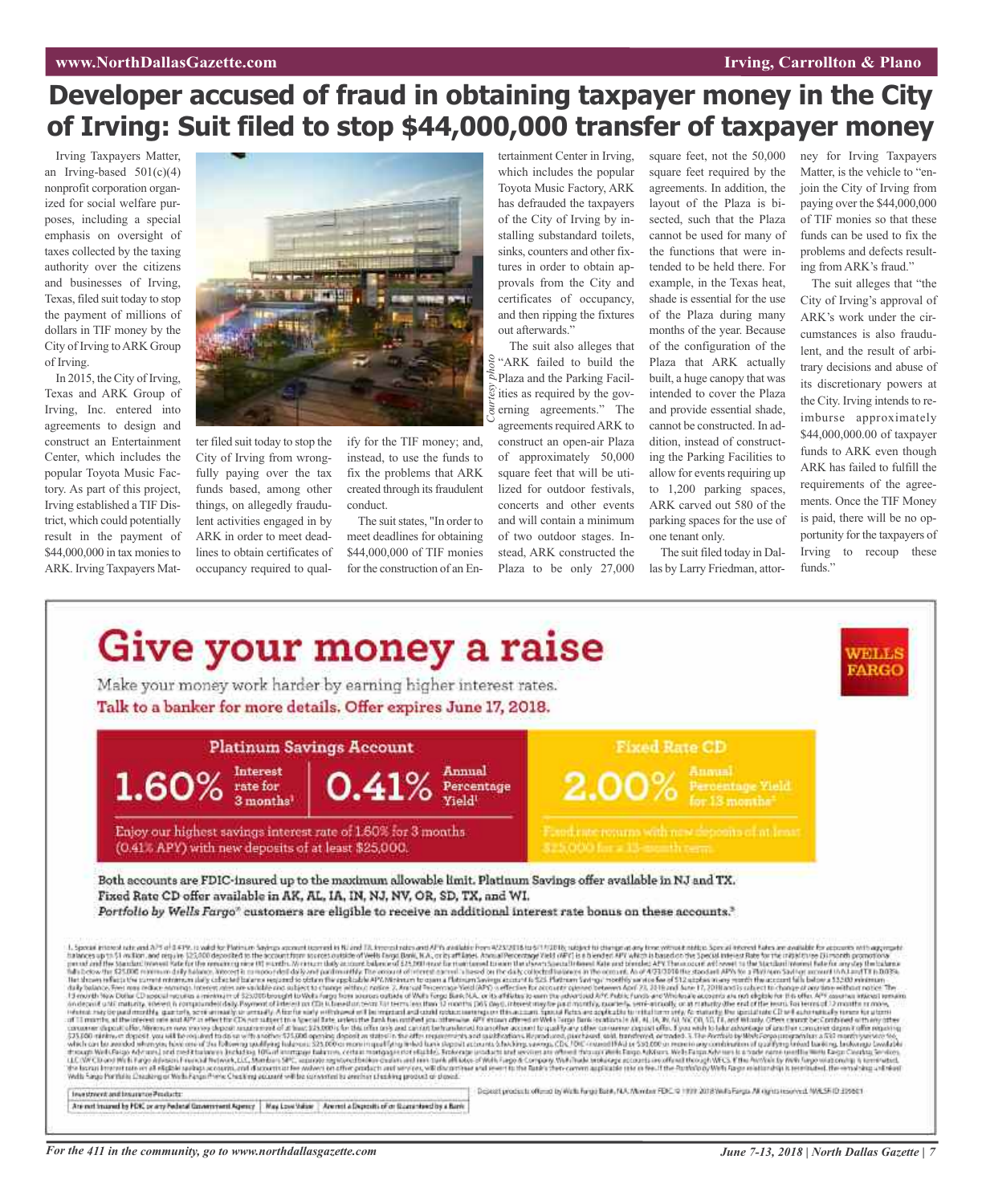# Developer accused of fraud in obtaining taxpayer money in the City of Irving: Suit filed to stop $44,000,000 transfer of taxpayer money

Irving Taxpayers Matter, an Irving-based 501(c)(4) nonprofit corporation organized for social welfare purposes, including a special emphasis on oversight of taxes collected by the taxing authority over the citizens and businesses of Irving, Texas, filed suit today to stop the payment of millions of dollars in TIF money by the City of Irving to ARK Group of Irving.

In 2015, the City of Irving, Texas and ARK Group of Irving, Inc. entered into agreements to design and construct an Entertainment Center, which includes the popular Toyota Music Factory. As part of this project, Irving established a TIF District, which could potentially result in the payment of $44,000,000 in tax monies to ARK. Irving Taxpayers Matter filed suit today to stop the City of Irving from wrongfully paying over the tax funds based, among other things, on allegedly fraudulent activities engaged in by ARK in order to meet deadlines to obtain certificates of occupancy required to qualify for the TIF money; and, instead, to use the funds to fix the problems that ARK created through its fraudulent conduct.

*Courtesy photo*

The suit states, "In order to meet deadlines for obtaining $44,000,000 of TIF monies for the construction of an Entertainment Center in Irving, which includes the popular Toyota Music Factory, ARK has defrauded the taxpayers of the City of Irving by installing substandard toilets, sinks, counters and other fixtures in order to obtain approvals from the City and certificates of occupancy, and then ripping the fixtures out afterwards."

The suit also alleges that "ARK failed to build the Plaza and the Parking Facilities as required by the governing agreements." The agreements required ARK to construct an open-air Plaza of approximately 50,000 square feet that will be utilized for outdoor festivals, concerts and other events and will contain a minimum of two outdoor stages. Instead, ARK constructed the Plaza to be only 27,000 square feet, not the 50,000 square feet required by the agreements. In addition, the layout of the Plaza is bisected, such that the Plaza cannot be used for many of the functions that were intended to be held there. For example, in the Texas heat, shade is essential for the use of the Plaza during many months of the year. Because of the configuration of the Plaza that ARK actually built, a huge canopy that was intended to cover the Plaza and provide essential shade, cannot be constructed. In addition, instead of constructing the Parking Facilities to allow for events requiring up to 1,200 parking spaces, ARK carved out 580 of the parking spaces for the use of one tenant only.

The suit filed today in Dallas by Larry Friedman, attorney for Irving Taxpayers Matter, is the vehicle to "enjoin the City of Irving from paying over the $44,000,000 of TIF monies so that these funds can be used to fix the problems and defects resulting from ARK's fraud."

The suit alleges that "the City of Irving's approval of ARK's work under the circumstances is also fraudulent, and the result of arbitrary decisions and abuse of its discretionary powers at the City. Irving intends to reimburse approximately $44,000,000.00 of taxpayer funds to ARK even though ARK has failed to fulfill the requirements of the agreements. Once the TIF Money is paid, there will be no opportunity for the taxpayers of Irving to recoup these funds."

# Give your money a raise

WELLS FARGO

Make your money work harder by earning higher interest rates.

**Talk to a banker for more details. Offer expires June 17, 2018.**

**Platinum Savings Account**

**1.60%** Interest rate for 3 months[1] | **0.41%** Annual Percentage Yield[1]

Enjoy our highest savings interest rate of 1.60% for 3 months (0.41% APY) with new deposits of at least $25,000.

**Fixed Rate CD**

**2.00%** Annual Percentage Yield for 13 months[2]

Fixed rate returns with new deposits of at least $25,000 for a 13-month term.

**Both accounts are FDIC-insured up to the maximum allowable limit. Platinum Savings offer available in NJ and TX. Fixed Rate CD offer available in AK, AL, IA, IN, NJ, NV, OR, SD, TX, and WI.**

***Portfolio by Wells Fargo*® customers are eligible to receive an additional interest rate bonus on these accounts.**[3]

| Investment and Insurance Products: | | |
|---|---|---|
| Are not Insured by FDIC or any Federal Government Agency | May Lose Value | Are not a Deposit of or Guaranteed by a Bank |

Deposit products offered by Wells Fargo Bank, N.A. Member FDIC. © 1999 - 2018 Wells Fargo. All rights reserved.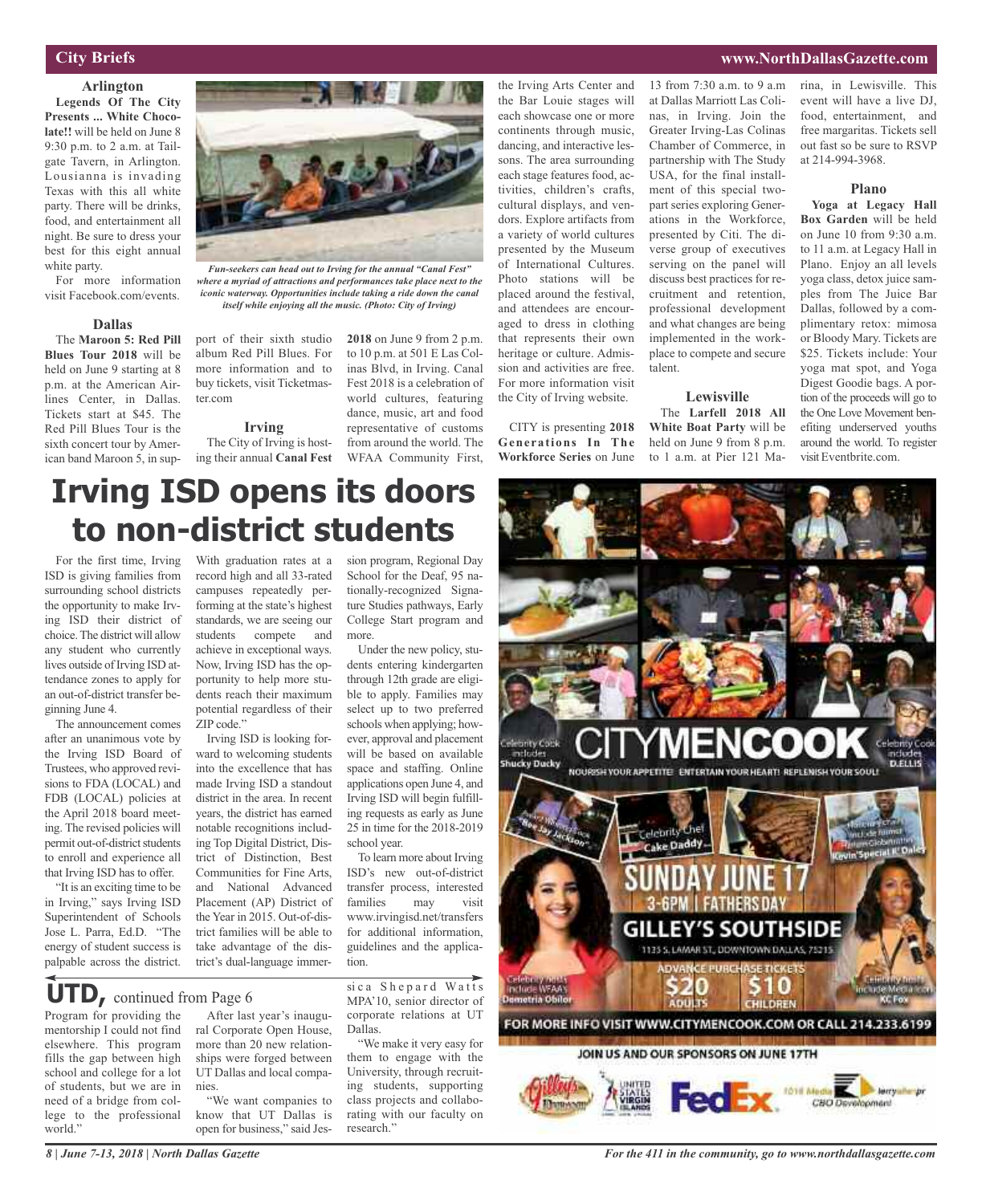## City Briefs

### Arlington

**Legends Of The City Presents ... White Chocolate!!** will be held on June 8 9:30 p.m. to 2 a.m. at Tailgate Tavern, in Arlington. Lousianna is invading Texas with this all white party. There will be drinks, food, and entertainment all night. Be sure to dress your best for this eight annual white party.

For more information visit Facebook.com/events.

*Fun-seekers can head out to Irving for the annual "Canal Fest" where a myriad of attractions and performances take place next to the iconic waterway. Opportunities include taking a ride down the canal itself while enjoying all the music. (Photo: City of Irving)*

### Dallas

The **Maroon 5: Red Pill Blues Tour 2018** will be held on June 9 starting at 8 p.m. at the American Airlines Center, in Dallas. Tickets start at $45. The Red Pill Blues Tour is the sixth concert tour by American band Maroon 5, in support of their sixth studio album Red Pill Blues. For more information and to buy tickets, visit Ticketmaster.com

### Irving

The City of Irving is hosting their annual **Canal Fest 2018** on June 9 from 2 p.m. to 10 p.m. at 501 E Las Colinas Blvd, in Irving. Canal Fest 2018 is a celebration of world cultures, featuring dance, music, art and food representative of customs from around the world. The WFAA Community First, the Irving Arts Center and the Bar Louie stages will each showcase one or more continents through music, dancing, and interactive lessons. The area surrounding each stage features food, activities, children's crafts, cultural displays, and vendors. Explore artifacts from a variety of world cultures presented by the Museum of International Cultures. Photo stations will be placed around the festival, and attendees are encouraged to dress in clothing that represents their own heritage or culture. Admission and activities are free. For more information visit the City of Irving website.

CITY is presenting **2018 Generations In The Workforce Series** on June 13 from 7:30 a.m. to 9 a.m at Dallas Marriott Las Colinas, in Irving. Join the Greater Irving-Las Colinas Chamber of Commerce, in partnership with The Study USA, for the final installment of this special two-part series exploring Generations in the Workforce, presented by Citi. The diverse group of executives serving on the panel will discuss best practices for recruitment and retention, professional development and what changes are being implemented in the workplace to compete and secure talent.

### Lewisville

The **Larfell 2018 All White Boat Party** will be held on June 9 from 8 p.m. to 1 a.m. at Pier 121 Marina, in Lewisville. This event will have a live DJ, food, entertainment, and free margaritas. Tickets sell out fast so be sure to RSVP at 214-994-3968.

### Plano

**Yoga at Legacy Hall Box Garden** will be held on June 10 from 9:30 a.m. to 11 a.m. at Legacy Hall in Plano. Enjoy an all levels yoga class, detox juice samples from The Juice Bar Dallas, followed by a complimentary retox: mimosa or Bloody Mary. Tickets are $25. Tickets include: Your yoga mat spot, and Yoga Digest Goodie bags. A portion of the proceeds will go to the One Love Movement benefiting underserved youths around the world. To register visit Eventbrite.com.

# Irving ISD opens its doors to non-district students

For the first time, Irving ISD is giving families from surrounding school districts the opportunity to make Irving ISD their district of choice. The district will allow any student who currently lives outside of Irving ISD attendance zones to apply for an out-of-district transfer beginning June 4.

The announcement comes after an unanimous vote by the Irving ISD Board of Trustees, who approved revisions to FDA (LOCAL) and FDB (LOCAL) policies at the April 2018 board meeting. The revised policies will permit out-of-district students to enroll and experience all that Irving ISD has to offer.

"It is an exciting time to be in Irving," says Irving ISD Superintendent of Schools Jose L. Parra, Ed.D. "The energy of student success is palpable across the district. With graduation rates at a record high and all 33-rated campuses repeatedly performing at the state's highest standards, we are seeing our students compete and achieve in exceptional ways. Now, Irving ISD has the opportunity to help more students reach their maximum potential regardless of their ZIP code."

Irving ISD is looking forward to welcoming students into the excellence that has made Irving ISD a standout district in the area. In recent years, the district has earned notable recognitions including Top Digital District, District of Distinction, Best Communities for Fine Arts, and National Advanced Placement (AP) District of the Year in 2015. Out-of-district families will be able to take advantage of the district's dual-language immersion program, Regional Day School for the Deaf, 95 nationally-recognized Signature Studies pathways, Early College Start program and more.

Under the new policy, students entering kindergarten through 12th grade are eligible to apply. Families may select up to two preferred schools when applying; however, approval and placement will be based on available space and staffing. Online applications open June 4, and Irving ISD will begin fulfilling requests as early as June 25 in time for the 2018-2019 school year.

To learn more about Irving ISD's new out-of-district transfer process, interested families may visit www.irvingisd.net/transfers for additional information, guidelines and the application.

## UTD, continued from Page 6

Program for providing the mentorship I could not find elsewhere. This program fills the gap between high school and college for a lot of students, but we are in need of a bridge from college to the professional world."

After last year's inaugural Corporate Open House, more than 20 new relationships were forged between UT Dallas and local companies.

"We want companies to know that UT Dallas is open for business," said Jessica Shepard Watts MPA'10, senior director of corporate relations at UT Dallas.

"We make it very easy for them to engage with the University, through recruiting students, supporting class projects and collaborating with our faculty on research."

CITYMENCOOK
NOURISH YOUR APPETITE! ENTERTAIN YOUR HEART! REPLENISH YOUR SOUL!
SUNDAY JUNE 17
3-6PM | FATHERS DAY
GILLEY'S SOUTHSIDE
1135 S. LAMAR ST., DOWNTOWN DALLAS, 75215
ADVANCE PURCHASE TICKETS $20 ADULTS $10 CHILDREN
FOR MORE INFO VISIT WWW.CITYMENCOOK.COM OR CALL 214.233.6199
JOIN US AND OUR SPONSORS ON JUNE 17TH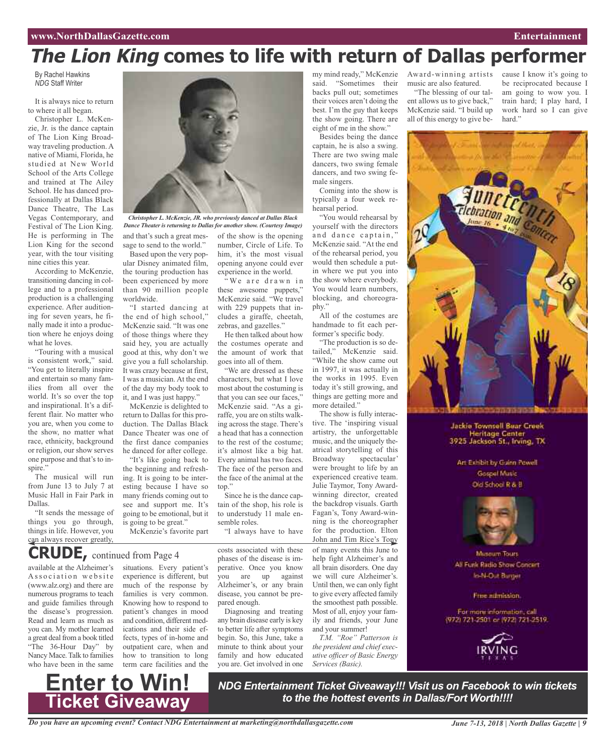# *The Lion King* comes to life with return of Dallas performer

By Rachel Hawkins
*NDG* Staff Writer

It is always nice to return to where it all began.

Christopher L. McKenzie, Jr. is the dance captain of The Lion King Broadway traveling production. A native of Miami, Florida, he studied at New World School of the Arts College and trained at The Ailey School. He has danced professionally at Dallas Black Dance Theatre, The Las Vegas Contemporary, and Festival of The Lion King. He is performing in The Lion King for the second year, with the tour visiting nine cities this year.

According to McKenzie, transitioning dancing in college and to a professional production is a challenging experience. After auditioning for seven years, he finally made it into a production where he enjoys doing what he loves.

"Touring with a musical is consistent work," said. "You get to literally inspire and entertain so many families from all over the world. It's so over the top and inspirational. It's a different flair. No matter who you are, when you come to the show, no matter what race, ethnicity, background or religion, our show serves one purpose and that's to inspire."

The musical will run from June 13 to July 7 at Music Hall in Fair Park in Dallas.

"It sends the message of things you go through, things in life. However, you can always recover greatly, and that's such a great message to send to the world."

*Christopher L. McKenzie, JR. who previously danced at Dallas Black Dance Theater is returning to Dallas for another show. (Courtesy Image)*

Based upon the very popular Disney animated film, the touring production has been experienced by more than 90 million people worldwide.

"I started dancing at the end of high school," McKenzie said. "It was one of those things where they said hey, you are actually good at this, why don't we give you a full scholarship. It was crazy because at first, I was a musician. At the end of the day my body took to it, and I was just happy."

McKenzie is delighted to return to Dallas for this production. The Dallas Black Dance Theater was one of the first dance companies he danced for after college.

"It's like going back to the beginning and refreshing. It is going to be interesting because I have so many friends coming out to see and support me. It's going to be emotional, but it is going to be great."

McKenzie's favorite part of the show is the opening number, Circle of Life. To him, it's the most visual opening anyone could ever experience in the world.

"We are drawn in these awesome puppets," McKenzie said. "We travel with 229 puppets that includes a giraffe, cheetah, zebras, and gazelles."

He then talked about how the costumes operate and the amount of work that goes into all of them.

"We are dressed as these characters, but what I love most about the costuming is that you can see our faces," McKenzie said. "As a giraffe, you are on stilts walking across the stage. There's a head that has a connection to the rest of the costume; it's almost like a big hat. Every animal has two faces. The face of the person and the face of the animal at the top."

Since he is the dance captain of the shop, his role is to understudy 11 male ensemble roles.

"I always have to have my mind ready," McKenzie said. "Sometimes their backs pull out; sometimes their voices aren't doing the best. I'm the guy that keeps the show going. There are eight of me in the show."

Besides being the dance captain, he is also a swing. There are two swing male dancers, two swing female dancers, and two swing female singers.

Coming into the show is typically a four week rehearsal period.

"You would rehearsal by yourself with the directors and dance captain," McKenzie said. "At the end of the rehearsal period, you would then schedule a put-in where we put you into the show where everybody. You would learn numbers, blocking, and choreography."

All of the costumes are handmade to fit each performer's specific body.

"The production is so detailed," McKenzie said. "While the show came out in 1997, it was actually in the works in 1995. Even today it's still growing, and things are getting more and more detailed."

The show is fully interactive. The 'inspiring visual artistry, the unforgettable music, and the uniquely theatrical storytelling of this Broadway spectacular' were brought to life by an experienced creative team. Julie Taymor, Tony Award-winning director, created the backdrop visuals. Garth Fagan's, Tony Award-winning is the choreographer for the production. Elton John and Tim Rice's Tony Award-winning artists music are also featured.

"The blessing of our talent allows us to give back," McKenzie said. "I build up all of this energy to give because I know it's going to be reciprocated because I am going to wow you. I train hard; I play hard, I work hard so I can give hard."

Juneteenth Celebration and Concert 2018 — June 16 • 4 to 7 pm

Jackie Townsell Bear Creek Heritage Center
3925 Jackson St., Irving, TX

Art Exhibit by Guinn Powell
Gospel Music
Old School R & B

Museum Tours
All Funk Radio Show Concert
In-N-Out Burger

Free admission.

For more information, call (972) 721-2501 or (972) 721-2519.

IRVING TEXAS

## CRUDE, continued from Page 4

available at the Alzheimer's Association website (www.alz.org) and there are numerous programs to teach and guide families through the disease's progression. Read and learn as much as you can. My mother learned a great deal from a book titled "The 36-Hour Day" by Nancy Mace. Talk to families who have been in the same situations. Every patient's experience is different, but much of the response by families is very common. Knowing how to respond to patient's changes in mood and condition, different medications and their side effects, types of in-home and outpatient care, when and how to transition to long term care facilities and the costs associated with these phases of the disease is imperative. Once you know you are up against Alzheimer's, or any brain disease, you cannot be prepared enough.

Diagnosing and treating any brain disease early is key to better life after symptoms begin. So, this June, take a minute to think about your family and how educated you are. Get involved in one of many events this June to help fight Alzheimer's and all brain disorders. One day we will cure Alzheimer's. Until then, we can only fight to give every affected family the smoothest path possible. Most of all, enjoy your family and friends, your June and your summer!

*T.M. "Roe" Patterson is the president and chief executive officer of Basic Energy Services (Basic).*

**Enter to Win! Ticket Giveaway**

***NDG Entertainment Ticket Giveaway!!! Visit us on Facebook to win tickets to the the hottest events in Dallas/Fort Worth!!!!***

*Do you have an upcoming event? Contact NDG Entertainment at marketing@northdallasgazette.com*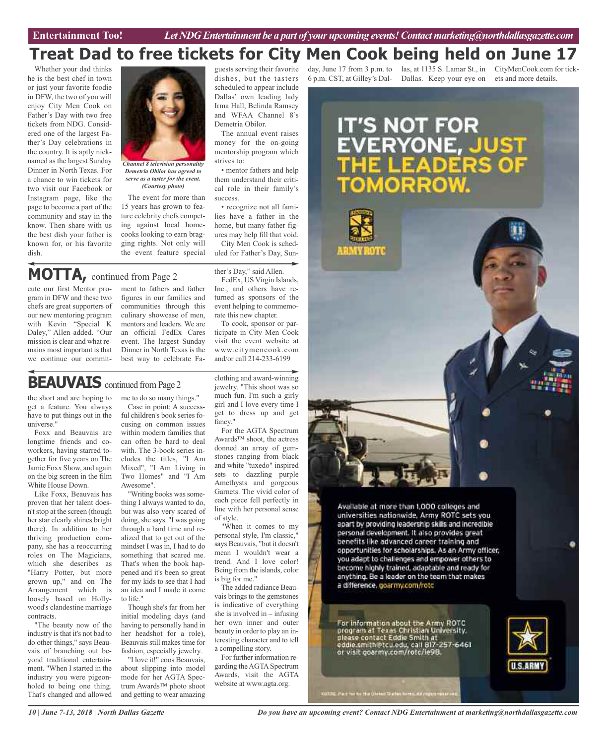# Treat Dad to free tickets for City Men Cook being held on June 17

Whether your dad thinks he is the best chef in town or just your favorite foodie in DFW, the two of you will enjoy City Men Cook on Father's Day with two free tickets from NDG. Considered one of the largest Father's Day celebrations in the country. It is aptly nicknamed as the largest Sunday Dinner in North Texas. For a chance to win tickets for two visit our Facebook or Instagram page, like the page to become a part of the community and stay in the know. Then share with us the best dish your father is known for, or his favorite dish.

*Channel 8 television personality Demetria Obilor has agreed to serve as a taster for the event. (Courtesy photo)*

The event for more than 15 years has grown to feature celebrity chefs competing against local homecooks looking to earn bragging rights. Not only will the event feature special guests serving their favorite dishes, but the tasters scheduled to appear include Dallas' own leading lady Irma Hall, Belinda Ramsey and WFAA Channel 8's Demetria Obilor.

The annual event raises money for the on-going mentorship program which strives to:

• mentor fathers and help them understand their critical role in their family's success.

• recognize not all families have a father in the home, but many father figures may help fill that void.

City Men Cook is scheduled for Father's Day, Sunday, June 17 from 3 p.m. to 6 p.m. CST, at Gilley's Dallas, at 1135 S. Lamar St., in Dallas. Keep your eye on CityMenCook.com for tickets and more details.

## MOTTA, continued from Page 2

cute our first Mentor program in DFW and these two chefs are great supporters of our new mentoring program with Kevin "Special K Daley," Allen added. "Our mission is clear and what remains most important is that we continue our commitment to fathers and father figures in our families and communities through this culinary showcase of men, mentors and leaders. We are an official FedEx Cares event. The largest Sunday Dinner in North Texas is the best way to celebrate Father's Day," said Allen.

FedEx, US Virgin Islands, Inc., and others have returned as sponsors of the event helping to commemorate this new chapter.

To cook, sponsor or participate in City Men Cook visit the event website at www.citymencook.com and/or call 214-233-6199

## BEAUVAIS continued from Page 2

the short and are hoping to get a feature. You always have to put things out in the universe."

Foxx and Beauvais are longtime friends and coworkers, having starred together for five years on The Jamie Foxx Show, and again on the big screen in the film White House Down.

Like Foxx, Beauvais has proven that her talent doesn't stop at the screen (though her star clearly shines bright there). In addition to her thriving production company, she has a reoccurring roles on The Magicians, which she describes as "Harry Potter, but more grown up," and on The Arrangement which is loosely based on Hollywood's clandestine marriage contracts.

"The beauty now of the industry is that it's not bad to do other things," says Beauvais of branching out beyond traditional entertainment. "When I started in the industry you were pigeonholed to being one thing. That's changed and allowed me to do so many things."

Case in point: A successful children's book series focusing on common issues within modern families that can often be hard to deal with. The 3-book series includes the titles, "I Am Mixed", "I Am Living in Two Homes" and "I Am Awesome".

"Writing books was something I always wanted to do, but was also very scared of doing, she says. "I was going through a hard time and realized that to get out of the mindset I was in, I had to do something that scared me. That's when the book happened and it's been so great for my kids to see that I had an idea and I made it come to life."

Though she's far from her initial modeling days (and having to personally hand in her headshot for a role), Beauvais still makes time for fashion, especially jewelry.

"I love it!" coos Beauvais, about slipping into model mode for her AGTA Spectrum Awards™ photo shoot and getting to wear amazing clothing and award-winning jewelry. "This shoot was so much fun. I'm such a girly girl and I love every time I get to dress up and get fancy."

For the AGTA Spectrum Awards™ shoot, the actress donned an array of gemstones ranging from black and white "tuxedo" inspired sets to dazzling purple Amethysts and gorgeous Garnets. The vivid color of each piece fell perfectly in line with her personal sense of style.

"When it comes to my personal style, I'm classic," says Beauvais, "but it doesn't mean I wouldn't wear a trend. And I love color! Being from the islands, color is big for me."

The added radiance Beauvais brings to the gemstones is indicative of everything she is involved in – infusing her own inner and outer beauty in order to play an interesting character and to tell a compelling story.

For further information regarding the AGTA Spectrum Awards, visit the AGTA website at www.agta.org.

---

**IT'S NOT FOR EVERYONE, JUST THE LEADERS OF TOMORROW.**

ARMY ROTC

Available at more than 1,000 colleges and universities nationwide, Army ROTC sets you apart by providing leadership skills and incredible personal development. It also provides great benefits like advanced career training and opportunities for scholarships. As an Army officer, you adapt to challenges and empower others to become highly trained, adaptable and ready for anything. Be a leader on the team that makes a difference. goarmy.com/rotc

For information about the Army ROTC program at Texas Christian University, please contact Eddie Smith at eddie.smith@tcu.edu, call 817-257-6461 or visit goarmy.com/rotc/le98.

U.S.ARMY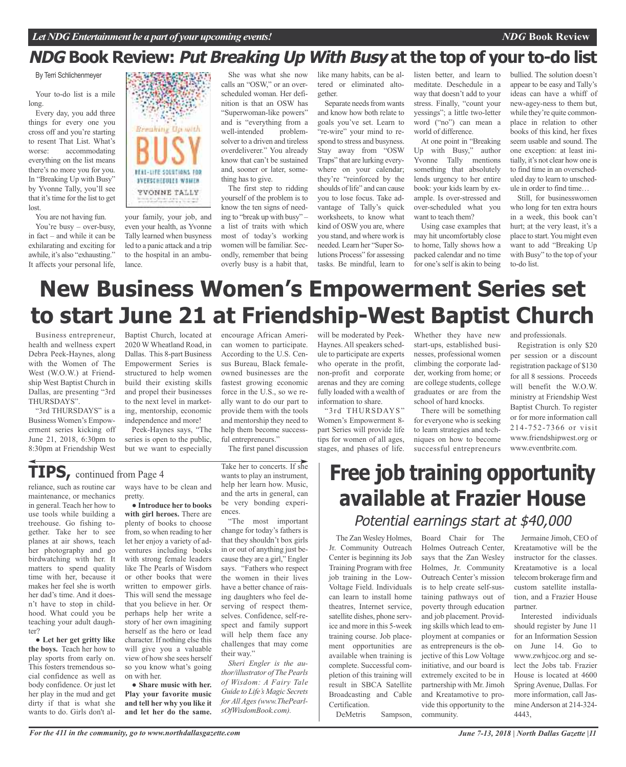## *NDG* Book Review: *Put Breaking Up With Busy* at the top of your to-do list

By Terri Schlichenmeyer

Your to-do list is a mile long.

Every day, you add three things for every one you cross off and you're starting to resent That List. What's worse: accommodating everything on the list means there's no more you for you. In "Breaking Up with Busy" by Yvonne Tally, you'll see that it's time for the list to get lost.

You are not having fun.

You're busy – over-busy, in fact – and while it can be exhilarating and exciting for awhile, it's also "exhausting." It affects your personal life, your family, your job, and even your health, as Yvonne Tally learned when busyness led to a panic attack and a trip to the hospital in an ambulance.

She was what she now calls an "OSW," or an overscheduled woman. Her definition is that an OSW has "Superwoman-like powers" and is "everything from a well-intended problem-solver to a driven and tireless overdeliverer." You already know that can't be sustained and, sooner or later, something has to give.

The first step to ridding yourself of the problem is to know the ten signs of needing to "break up with busy" – a list of traits with which most of today's working women will be familiar. Secondly, remember that being overly busy is a habit that, like many habits, can be altered or eliminated altogether.

Separate needs from wants and know how both relate to goals you've set. Learn to "re-wire" your mind to respond to stress and busyness. Stay away from "OSW Traps" that are lurking everywhere on your calendar; they're "reinforced by the shoulds of life" and can cause you to lose focus. Take advantage of Tally's quick worksheets, to know what kind of OSW you are, where you stand, and where work is needed. Learn her "Super Solutions Process" for assessing tasks. Be mindful, learn to listen better, and learn to meditate. Deschedule in a way that doesn't add to your stress. Finally, "count your yessings"; a little two-letter word ("no") can mean a world of difference.

At one point in "Breaking Up with Busy," author Yvonne Tally mentions something that absolutely lends urgency to her entire book: your kids learn by example. Is over-stressed and over-scheduled what you want to teach them?

Using case examples that may hit uncomfortably close to home, Tally shows how a packed calendar and no time for one's self is akin to being bullied. The solution doesn't appear to be easy and Tally's ideas can have a whiff of new-agey-ness to them but, while they're quite commonplace in relation to other books of this kind, her fixes seem usable and sound. The one exception: at least initially, it's not clear how one is to find time in an overscheduled day to learn to unschedule in order to find time…

Still, for businesswomen who long for ten extra hours in a week, this book can't hurt; at the very least, it's a place to start. You might even want to add "Breaking Up with Busy" to the top of your to-do list.

# New Business Women's Empowerment Series set to start June 21 at Friendship-West Baptist Church

Business entrepreneur, health and wellness expert Debra Peek-Haynes, along with the Women of The West (W.O.W.) at Friendship West Baptist Church in Dallas, are presenting "3rd THURSDAYS".

"3rd THURSDAYS" is a Business Women's Empowerment series kicking off June 21, 2018, 6:30pm to 8:30pm at Friendship West Baptist Church, located at 2020 W Wheatland Road, in Dallas. This 8-part Business Empowerment Series is structured to help women build their existing skills and propel their businesses to the next level in marketing, mentorship, economic independence and more!

Peek-Haynes says, "The series is open to the public, but we want to especially encourage African American women to participate. According to the U.S. Census Bureau, Black female-owned businesses are the fastest growing economic force in the U.S., so we really want to do our part to provide them with the tools and mentorship they need to help them become successful entrepreneurs."

The first panel discussion will be moderated by Peek-Haynes. All speakers schedule to participate are experts who operate in the profit, non-profit and corporate arenas and they are coming fully loaded with a wealth of information to share.

"3rd THURSDAYS" Women's Empowerment 8-part Series will provide life tips for women of all ages, stages, and phases of life. Whether they have new start-ups, established businesses, professional women climbing the corporate ladder, working from home; or are college students, college graduates or are from the school of hard knocks.

There will be something for everyone who is seeking to learn strategies and techniques on how to become successful entrepreneurs and professionals.

Registration is only $20 per session or a discount registration package of $130 for all 8 sessions. Proceeds will benefit the W.O.W. ministry at Friendship West Baptist Church. To register or for more information call 214-752-7366 or visit www.friendshipwest.org or www.eventbrite.com.

## TIPS, continued from Page 4

reliance, such as routine car maintenance, or mechanics in general. Teach her how to use tools while building a treehouse. Go fishing together. Take her to see planes at air shows, teach her photography and go birdwatching with her. It matters to spend quality time with her, because it makes her feel she is worth her dad's time. And it doesn't have to stop in childhood. What could you be teaching your adult daughter?

● **Let her get gritty like the boys.** Teach her how to play sports from early on. This fosters tremendous social confidence as well as body confidence. Or just let her play in the mud and get dirty if that is what she wants to do. Girls don't always have to be clean and pretty.

● **Introduce her to books with girl heroes.** There are plenty of books to choose from, so when reading to her let her enjoy a variety of adventures including books with strong female leaders like The Pearls of Wisdom or other books that were written to empower girls. This will send the message that you believe in her. Or perhaps help her write a story of her own imagining herself as the hero or lead character. If nothing else this will give you a valuable view of how she sees herself so you know what's going on with her.

● **Share music with her. Play your favorite music and tell her why you like it and let her do the same.** Take her to concerts. If she wants to play an instrument, help her learn how. Music, and the arts in general, can be very bonding experiences.

"The most important change for today's fathers is that they shouldn't box girls in or out of anything just because they are a girl," Engler says. "Fathers who respect the women in their lives have a better chance of raising daughters who feel deserving of respect themselves. Confidence, self-respect and family support will help them face any challenges that may come their way."

*Sheri Engler is the author/illustrator of The Pearls of Wisdom: A Fairy Tale Guide to Life's Magic Secrets for All Ages (www.ThePearlsOfWisdomBook.com).*

# Free job training opportunity available at Frazier House

### *Potential earnings start at $40,000*

The Zan Wesley Holmes, Jr. Community Outreach Center is beginning its Job Training Program with free job training in the Low-Voltage Field. Individuals can learn to install home theatres, Internet service, satellite dishes, phone service and more in this 5-week training course. Job placement opportunities are available when training is complete. Successful completion of this training will result in SBCA Satellite Broadcasting and Cable Certification.

DeMetris Sampson, Board Chair for The Holmes Outreach Center, says that the Zan Wesley Holmes, Jr. Community Outreach Center's mission is to help create self-sustaining pathways out of poverty through education and job placement. Providing skills which lead to employment at companies or as entrepreneurs is the objective of this Low Voltage initiative, and our board is extremely excited to be in partnership with Mr. Jimoh and Kreatamotive to provide this opportunity to the community.

Jermaine Jimoh, CEO of Kreatamotive will be the instructor for the classes. Kreatamotive is a local telecom brokerage firm and custom satellite installation, and a Frazier House partner.

Interested individuals should register by June 11 for an Information Session on June 14. Go to www.zwhjcoc.org and select the Jobs tab. Frazier House is located at 4600 Spring Avenue, Dallas. For more information, call Jasmine Anderson at 214-324-4443,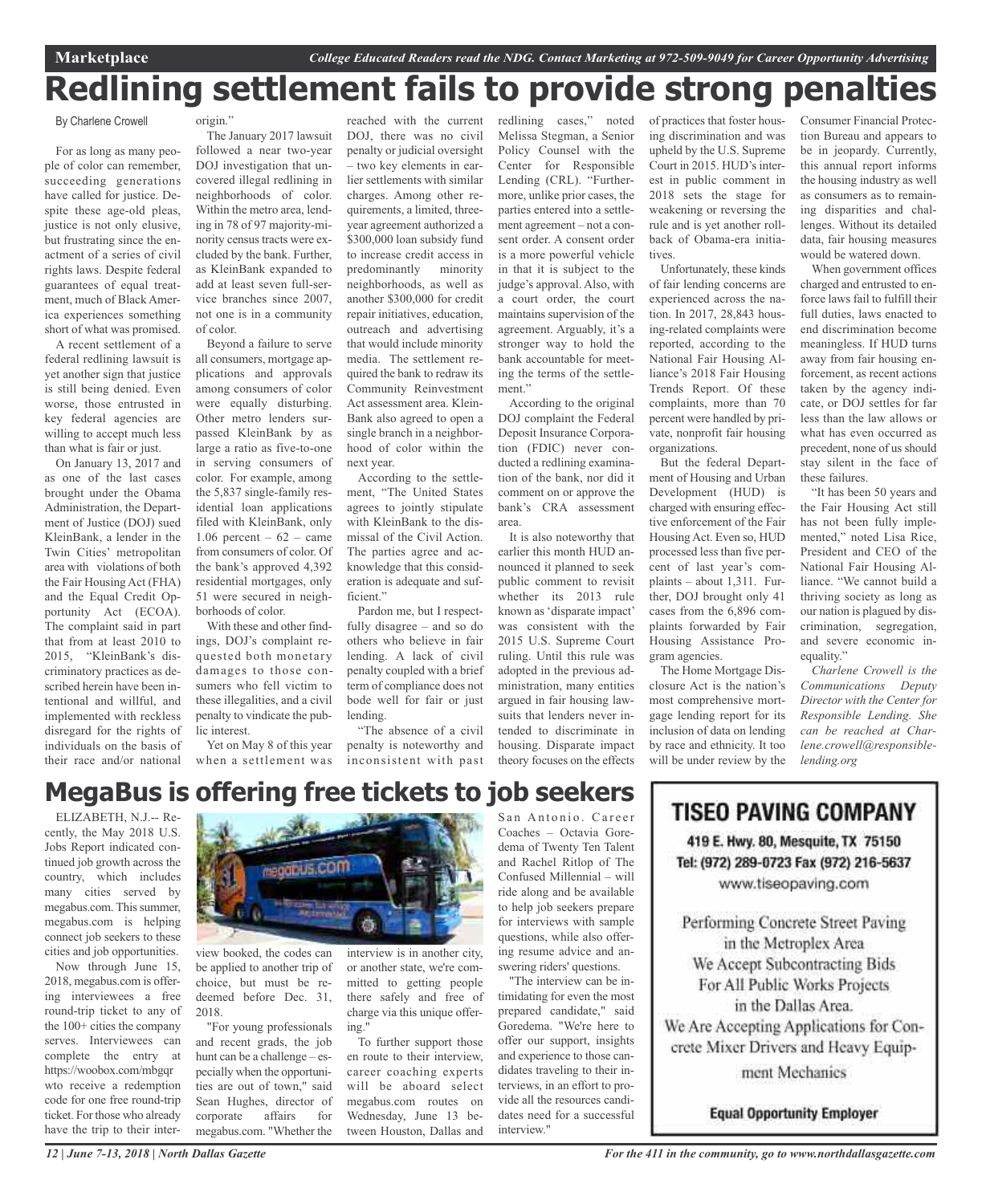# Redlining settlement fails to provide strong penalties

By Charlene Crowell

For as long as many people of color can remember, succeeding generations have called for justice. Despite these age-old pleas, justice is not only elusive, but frustrating since the enactment of a series of civil rights laws. Despite federal guarantees of equal treatment, much of Black America experiences something short of what was promised.

A recent settlement of a federal redlining lawsuit is yet another sign that justice is still being denied. Even worse, those entrusted in key federal agencies are willing to accept much less than what is fair or just.

On January 13, 2017 and as one of the last cases brought under the Obama Administration, the Department of Justice (DOJ) sued KleinBank, a lender in the Twin Cities' metropolitan area with violations of both the Fair Housing Act (FHA) and the Equal Credit Opportunity Act (ECOA). The complaint said in part that from at least 2010 to 2015, "KleinBank's discriminatory practices as described herein have been intentional and willful, and implemented with reckless disregard for the rights of individuals on the basis of their race and/or national origin."

The January 2017 lawsuit followed a near two-year DOJ investigation that uncovered illegal redlining in neighborhoods of color. Within the metro area, lending in 78 of 97 majority-minority census tracts were excluded by the bank. Further, as KleinBank expanded to add at least seven full-service branches since 2007, not one is in a community of color.

Beyond a failure to serve all consumers, mortgage applications and approvals among consumers of color were equally disturbing. Other metro lenders surpassed KleinBank by as large a ratio as five-to-one in serving consumers of color. For example, among the 5,837 single-family residential loan applications filed with KleinBank, only 1.06 percent – 62 – came from consumers of color. Of the bank's approved 4,392 residential mortgages, only 51 were secured in neighborhoods of color.

With these and other findings, DOJ's complaint requested both monetary damages to those consumers who fell victim to these illegalities, and a civil penalty to vindicate the public interest.

Yet on May 8 of this year when a settlement was reached with the current DOJ, there was no civil penalty or judicial oversight – two key elements in earlier settlements with similar charges. Among other requirements, a limited, three-year agreement authorized a $300,000 loan subsidy fund to increase credit access in predominantly minority neighborhoods, as well as another $300,000 for credit repair initiatives, education, outreach and advertising that would include minority media. The settlement required the bank to redraw its Community Reinvestment Act assessment area. KleinBank also agreed to open a single branch in a neighborhood of color within the next year.

According to the settlement, "The United States agrees to jointly stipulate with KleinBank to the dismissal of the Civil Action. The parties agree and acknowledge that this consideration is adequate and sufficient."

Pardon me, but I respectfully disagree – and so do others who believe in fair lending. A lack of civil penalty coupled with a brief term of compliance does not bode well for fair or just lending.

"The absence of a civil penalty is noteworthy and inconsistent with past redlining cases," noted Melissa Stegman, a Senior Policy Counsel with the Center for Responsible Lending (CRL). "Furthermore, unlike prior cases, the parties entered into a settlement agreement – not a consent order. A consent order is a more powerful vehicle in that it is subject to the judge's approval. Also, with a court order, the court maintains supervision of the agreement. Arguably, it's a stronger way to hold the bank accountable for meeting the terms of the settlement."

According to the original DOJ complaint the Federal Deposit Insurance Corporation (FDIC) never conducted a redlining examination of the bank, nor did it comment on or approve the bank's CRA assessment area.

It is also noteworthy that earlier this month HUD announced it planned to seek public comment to revisit whether its 2013 rule known as 'disparate impact' was consistent with the 2015 U.S. Supreme Court ruling. Until this rule was adopted in the previous administration, many entities argued in fair housing lawsuits that lenders never intended to discriminate in housing. Disparate impact theory focuses on the effects of practices that foster housing discrimination and was upheld by the U.S. Supreme Court in 2015. HUD's interest in public comment in 2018 sets the stage for weakening or reversing the rule and is yet another rollback of Obama-era initiatives.

Unfortunately, these kinds of fair lending concerns are experienced across the nation. In 2017, 28,843 housing-related complaints were reported, according to the National Fair Housing Alliance's 2018 Fair Housing Trends Report. Of these complaints, more than 70 percent were handled by private, nonprofit fair housing organizations.

But the federal Department of Housing and Urban Development (HUD) is charged with ensuring effective enforcement of the Fair Housing Act. Even so, HUD processed less than five percent of last year's complaints – about 1,311. Further, DOJ brought only 41 cases from the 6,896 complaints forwarded by Fair Housing Assistance Program agencies.

The Home Mortgage Disclosure Act is the nation's most comprehensive mortgage lending report for its inclusion of data on lending by race and ethnicity. It too will be under review by the Consumer Financial Protection Bureau and appears to be in jeopardy. Currently, this annual report informs the housing industry as well as consumers as to remaining disparities and challenges. Without its detailed data, fair housing measures would be watered down.

When government offices charged and entrusted to enforce laws fail to fulfill their full duties, laws enacted to end discrimination become meaningless. If HUD turns away from fair housing enforcement, as recent actions taken by the agency indicate, or DOJ settles for far less than the law allows or what has even occurred as precedent, none of us should stay silent in the face of these failures.

"It has been 50 years and the Fair Housing Act still has not been fully implemented," noted Lisa Rice, President and CEO of the National Fair Housing Alliance. "We cannot build a thriving society as long as our nation is plagued by discrimination, segregation, and severe economic inequality."

*Charlene Crowell is the Communications Deputy Director with the Center for Responsible Lending. She can be reached at Charlene.crowell@responsiblelending.org*

# MegaBus is offering free tickets to job seekers

ELIZABETH, N.J.-- Recently, the May 2018 U.S. Jobs Report indicated continued job growth across the country, which includes many cities served by megabus.com. This summer, megabus.com is helping connect job seekers to these cities and job opportunities.

Now through June 15, 2018, megabus.com is offering interviewees a free round-trip ticket to any of the 100+ cities the company serves. Interviewees can complete the entry at https://woobox.com/mbgqr wto receive a redemption code for one free round-trip ticket. For those who already have the trip to their interview booked, the codes can be applied to another trip of choice, but must be redeemed before Dec. 31, 2018.

"For young professionals and recent grads, the job hunt can be a challenge – especially when the opportunities are out of town," said Sean Hughes, director of corporate affairs for megabus.com. "Whether the interview is in another city, or another state, we're committed to getting people there safely and free of charge via this unique offering."

To further support those en route to their interview, career coaching experts will be aboard select megabus.com routes on Wednesday, June 13 between Houston, Dallas and San Antonio. Career Coaches – Octavia Goredema of Twenty Ten Talent and Rachel Ritlop of The Confused Millennial – will ride along and be available to help job seekers prepare for interviews with sample questions, while also offering resume advice and answering riders' questions.

"The interview can be intimidating for even the most prepared candidate," said Goredema. "We're here to offer our support, insights and experience to those candidates traveling to their interviews, in an effort to provide all the resources candidates need for a successful interview."

**TISEO PAVING COMPANY**

419 E. Hwy. 80, Mesquite, TX 75150
Tel: (972) 289-0723 Fax (972) 216-5637
www.tiseopaving.com

Performing Concrete Street Paving in the Metroplex Area
We Accept Subcontracting Bids For All Public Works Projects in the Dallas Area.
We Are Accepting Applications for Concrete Mixer Drivers and Heavy Equipment Mechanics

**Equal Opportunity Employer**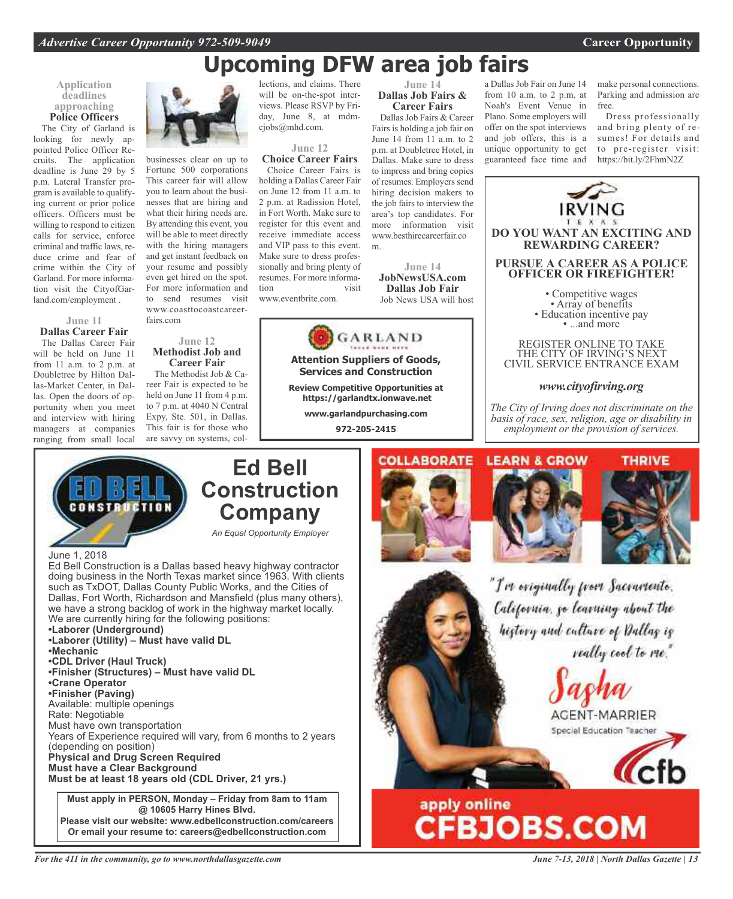# Upcoming DFW area job fairs

### Application deadlines approaching

**Police Officers**

The City of Garland is looking for newly appointed Police Officer Recruits. The application deadline is June 29 by 5 p.m. Lateral Transfer program is available to qualifying current or prior police officers. Officers must be willing to respond to citizen calls for service, enforce criminal and traffic laws, reduce crime and fear of crime within the City of Garland. For more information visit the CityofGarland.com/employment .

### June 11
**Dallas Career Fair**

The Dallas Career Fair will be held on June 11 from 11 a.m. to 2 p.m. at Doubletree by Hilton Dallas-Market Center, in Dallas. Open the doors of opportunity when you meet and interview with hiring managers at companies ranging from small local businesses clear on up to Fortune 500 corporations This career fair will allow you to learn about the businesses that are hiring and what their hiring needs are. By attending this event, you will be able to meet directly with the hiring managers and get instant feedback on your resume and possibly even get hired on the spot. For more information and to send resumes visit www.coasttocoastcareerfairs.com

### June 12
**Methodist Job and Career Fair**

The Methodist Job & Career Fair is expected to be held on June 11 from 4 p.m. to 7 p.m. at 4040 N Central Expy, Ste. 501, in Dallas. This fair is for those who are savvy on systems, collections, and claims. There will be on-the-spot interviews. Please RSVP by Friday, June 8, at mdmcjobs@mhd.com.

### June 12
**Choice Career Fairs**

Choice Career Fairs is holding a Dallas Career Fair on June 12 from 11 a.m. to 2 p.m. at Radission Hotel, in Fort Worth. Make sure to register for this event and receive immediate access and VIP pass to this event. Make sure to dress professionally and bring plenty of resumes. For more information visit www.eventbrite.com.

### June 14
**Dallas Job Fairs & Career Fairs**

Dallas Job Fairs & Career Fairs is holding a job fair on June 14 from 11 a.m. to 2 p.m. at Doubletree Hotel, in Dallas. Make sure to dress to impress and bring copies of resumes. Employers send hiring decision makers to the job fairs to interview the area's top candidates. For more information visit www.besthirecareerfair.com.

### June 14
**JobNewsUSA.com Dallas Job Fair**

Job News USA will host a Dallas Job Fair on June 14 from 10 a.m. to 2 p.m. at Noah's Event Venue in Plano. Some employers will offer on the spot interviews and job offers, this is a unique opportunity to get guaranteed face time and make personal connections. Parking and admission are free.

Dress professionally and bring plenty of resumes! For details and to pre-register visit: https://bit.ly/2FhmN2Z

---

**GARLAND**

**Attention Suppliers of Goods, Services and Construction**

**Review Competitive Opportunities at https://garlandtx.ionwave.net**

**www.garlandpurchasing.com**

**972-205-2415**

---

**IRVING TEXAS**

**DO YOU WANT AN EXCITING AND REWARDING CAREER?**

**PURSUE A CAREER AS A POLICE OFFICER OR FIREFIGHTER!**

- Competitive wages
- Array of benefits
- Education incentive pay
- ...and more

REGISTER ONLINE TO TAKE THE CITY OF IRVING'S NEXT CIVIL SERVICE ENTRANCE EXAM

***www.cityofirving.org***

*The City of Irving does not discriminate on the basis of race, sex, religion, age or disability in employment or the provision of services.*

---

## Ed Bell Construction Company

*An Equal Opportunity Employer*

June 1, 2018

Ed Bell Construction is a Dallas based heavy highway contractor doing business in the North Texas market since 1963. With clients such as TxDOT, Dallas County Public Works, and the Cities of Dallas, Fort Worth, Richardson and Mansfield (plus many others), we have a strong backlog of work in the highway market locally. We are currently hiring for the following positions:

- **Laborer (Underground)**
- **Laborer (Utility) – Must have valid DL**
- **Mechanic**
- **CDL Driver (Haul Truck)**
- **Finisher (Structures) – Must have valid DL**
- **Crane Operator**
- **Finisher (Paving)**

Available: multiple openings
Rate: Negotiable
Must have own transportation
Years of Experience required will vary, from 6 months to 2 years (depending on position)
**Physical and Drug Screen Required**
**Must have a Clear Background**
**Must be at least 18 years old (CDL Driver, 21 yrs.)**

**Must apply in PERSON, Monday – Friday from 8am to 11am @ 10605 Harry Hines Blvd.**
**Please visit our website: www.edbellconstruction.com/careers**
**Or email your resume to: careers@edbellconstruction.com**

---

COLLABORATE LEARN & GROW THRIVE

"I'm originally from Sacramento, California, so learning about the history and culture of Dallas is really cool to me."

Sasha
AGENT-MARRIER
Special Education Teacher

cfb

apply online
**CFBJOBS.COM**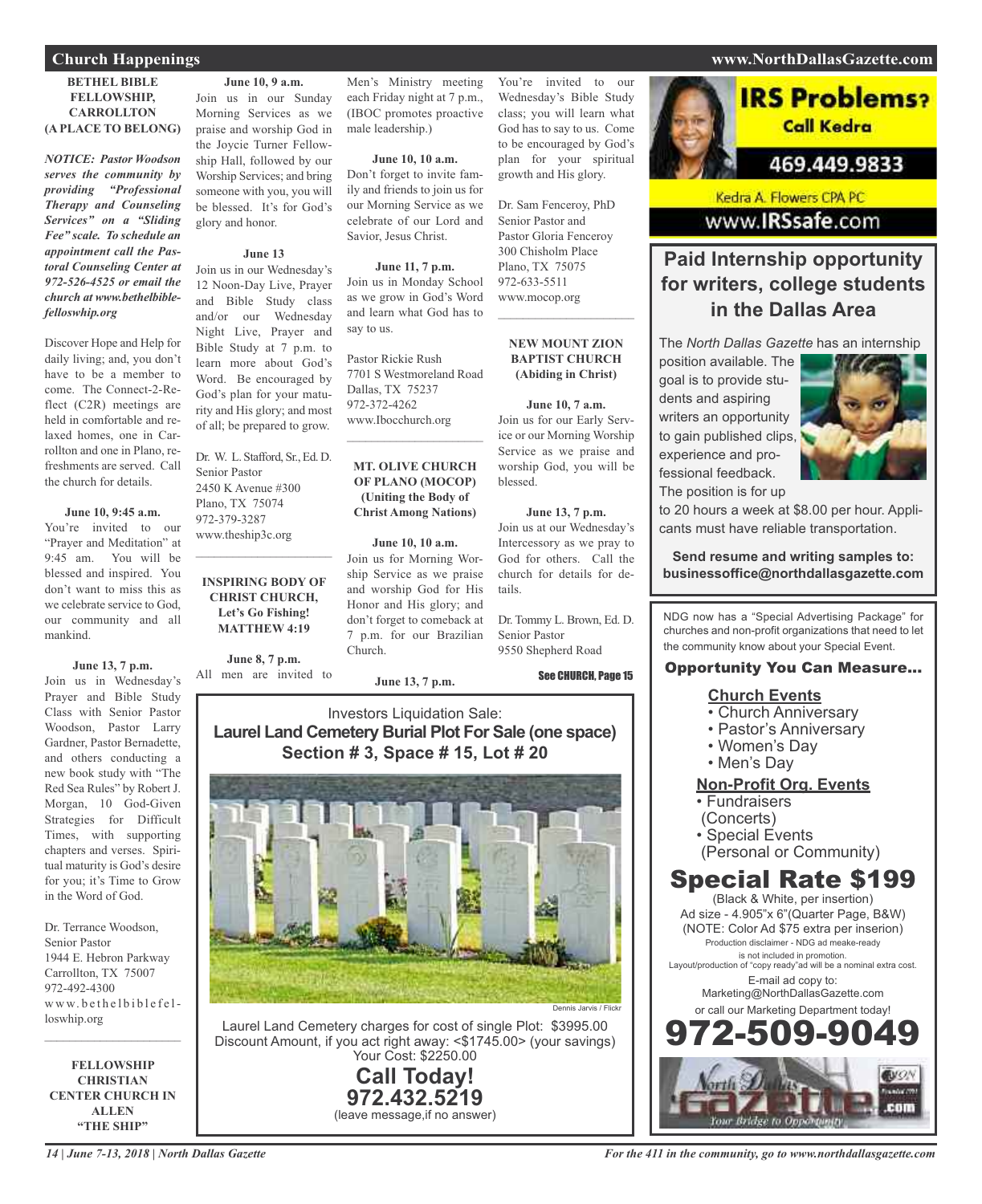## Church Happenings

**BETHEL BIBLE FELLOWSHIP, CARROLLTON (A PLACE TO BELONG)**

***NOTICE: Pastor Woodson serves the community by providing "Professional Therapy and Counseling Services" on a "Sliding Fee" scale. To schedule an appointment call the Pastoral Counseling Center at 972-526-4525 or email the church at www.bethelbiblefelloswhip.org***

Discover Hope and Help for daily living; and, you don't have to be a member to come. The Connect-2-Reflect (C2R) meetings are held in comfortable and relaxed homes, one in Carrollton and one in Plano, refreshments are served. Call the church for details.

**June 10, 9:45 a.m.**
You're invited to our "Prayer and Meditation" at 9:45 am. You will be blessed and inspired. You don't want to miss this as we celebrate service to God, our community and all mankind.

**June 13, 7 p.m.**
Join us in Wednesday's Prayer and Bible Study Class with Senior Pastor Woodson, Pastor Larry Gardner, Pastor Bernadette, and others conducting a new book study with "The Red Sea Rules" by Robert J. Morgan, 10 God-Given Strategies for Difficult Times, with supporting chapters and verses. Spiritual maturity is God's desire for you; it's Time to Grow in the Word of God.

Dr. Terrance Woodson,
Senior Pastor
1944 E. Hebron Parkway
Carrollton, TX 75007
972-492-4300
www.bethelbiblefelloswhip.org

---

**FELLOWSHIP CHRISTIAN CENTER CHURCH IN ALLEN "THE SHIP"**

**June 10, 9 a.m.**
Join us in our Sunday Morning Services as we praise and worship God in the Joycie Turner Fellowship Hall, followed by our Worship Services; and bring someone with you, you will be blessed. It's for God's glory and honor.

**June 13**
Join us in our Wednesday's 12 Noon-Day Live, Prayer and Bible Study class and/or our Wednesday Night Live, Prayer and Bible Study at 7 p.m. to learn more about God's Word. Be encouraged by God's plan for your maturity and His glory; and most of all; be prepared to grow.

Dr. W. L. Stafford, Sr., Ed. D.
Senior Pastor
2450 K Avenue #300
Plano, TX 75074
972-379-3287
www.theship3c.org

---

**INSPIRING BODY OF CHRIST CHURCH, Let's Go Fishing! MATTHEW 4:19**

**June 8, 7 p.m.**
All men are invited to Men's Ministry meeting each Friday night at 7 p.m., (IBOC promotes proactive male leadership.)

**June 10, 10 a.m.**
Don't forget to invite family and friends to join us for our Morning Service as we celebrate of our Lord and Savior, Jesus Christ.

**June 11, 7 p.m.**
Join us in Monday School as we grow in God's Word and learn what God has to say to us.

Pastor Rickie Rush
7701 S Westmoreland Road
Dallas, TX 75237
972-372-4262
www.Ibocchurch.org

---

**MT. OLIVE CHURCH OF PLANO (MOCOP) (Uniting the Body of Christ Among Nations)**

**June 10, 10 a.m.**
Join us for Morning Worship Service as we praise and worship God for His Honor and His glory; and don't forget to comeback at 7 p.m. for our Brazilian Church.

**June 13, 7 p.m.**
You're invited to our Wednesday's Bible Study class; you will learn what God has to say to you. Come to be encouraged by God's plan for your spiritual growth and His glory.

Dr. Sam Fenceroy, PhD
Senior Pastor and
Pastor Gloria Fenceroy
300 Chisholm Place
Plano, TX 75075
972-633-5511
www.mocop.org

---

**NEW MOUNT ZION BAPTIST CHURCH (Abiding in Christ)**

**June 10, 7 a.m.**
Join us for our Early Service or our Morning Worship Service as we praise and worship God, you will be blessed.

**June 13, 7 p.m.**
Join us at our Wednesday's Intercessory as we pray to God for others. Call the church for details for details.

Dr. Tommy L. Brown, Ed. D.
Senior Pastor
9550 Shepherd Road

See CHURCH, Page 15

---

Investors Liquidation Sale:
**Laurel Land Cemetery Burial Plot For Sale (one space)**
**Section # 3, Space # 15, Lot # 20**

Dennis Jarvis / Flickr

Laurel Land Cemetery charges for cost of single Plot: $3995.00
Discount Amount, if you act right away: <$1745.00> (your savings)
Your Cost: $2250.00

**Call Today!**
**972.432.5219**
(leave message,if no answer)

---

**IRS Problems?**
**Call Kedra**
**469.449.9833**
Kedra A. Flowers CPA PC
www.IRSsafe.com

---

## Paid Internship opportunity for writers, college students in the Dallas Area

The *North Dallas Gazette* has an internship position available. The goal is to provide students and aspiring writers an opportunity to gain published clips, experience and professional feedback. The position is for up to 20 hours a week at $8.00 per hour. Applicants must have reliable transportation.

**Send resume and writing samples to: businessoffice@northdallasgazette.com**

---

NDG now has a "Special Advertising Package" for churches and non-profit organizations that need to let the community know about your Special Event.

**Opportunity You Can Measure...**

**Church Events**
- Church Anniversary
- Pastor's Anniversary
- Women's Day
- Men's Day

**Non-Profit Org. Events**
- Fundraisers (Concerts)
- Special Events (Personal or Community)

**Special Rate $199**
(Black & White, per insertion)
Ad size - 4.905"x 6"(Quarter Page, B&W)
(NOTE: Color Ad $75 extra per inserion)
Production disclaimer - NDG ad meake-ready is not included in promotion.
Layout/production of "copy ready"ad will be a nominal extra cost.
E-mail ad copy to:
Marketing@NorthDallasGazette.com
or call our Marketing Department today!
**972-509-9049**

North Dallas Gazette .com — Your Bridge to Opportunity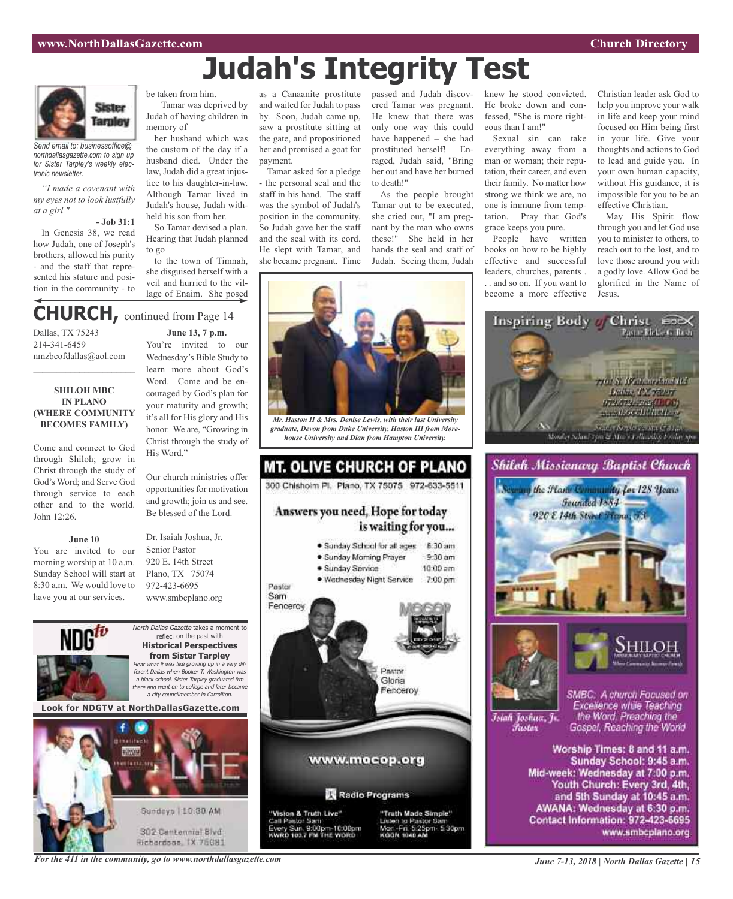# Judah's Integrity Test

Send email to: businessoffice@northdallasgazette.com to sign up for Sister Tarpley's weekly electronic newsletter.

*"I made a covenant with my eyes not to look lustfully at a girl."*

**- Job 31:1**

In Genesis 38, we read how Judah, one of Joseph's brothers, allowed his purity - and the staff that represented his stature and position in the community - to be taken from him.

Tamar was deprived by Judah of having children in memory of her husband which was the custom of the day if a husband died. Under the law, Judah did a great injustice to his daughter-in-law. Although Tamar lived in Judah's house, Judah withheld his son from her.

So Tamar devised a plan. Hearing that Judah planned to go to the town of Timnah, she disguised herself with a veil and hurried to the village of Enaim. She posed as a Canaanite prostitute and waited for Judah to pass by. Soon, Judah came up, saw a prostitute sitting at the gate, and propositioned her and promised a goat for payment.

Tamar asked for a pledge - the personal seal and the staff in his hand. The staff was the symbol of Judah's position in the community. So Judah gave her the staff and the seal with its cord. He slept with Tamar, and she became pregnant. Time passed and Judah discovered Tamar was pregnant. He knew that there was only one way this could have happened – she had prostituted herself! Enraged, Judah said, "Bring her out and have her burned to death!"

As the people brought Tamar out to be executed, she cried out, "I am pregnant by the man who owns these!" She held in her hands the seal and staff of Judah. Seeing them, Judah knew he stood convicted. He broke down and confessed, "She is more righteous than I am!"

Sexual sin can take everything away from a man or woman; their reputation, their career, and even their family. No matter how strong we think we are, no one is immune from temptation. Pray that God's grace keeps you pure.

People have written books on how to be highly effective and successful leaders, churches, parents . . . and so on. If you want to become a more effective Christian leader ask God to help you improve your walk in life and keep your mind focused on Him being first in your life. Give your thoughts and actions to God to lead and guide you. In your own human capacity, without His guidance, it is impossible for you to be an effective Christian.

May His Spirit flow through you and let God use you to minister to others, to reach out to the lost, and to love those around you with a godly love. Allow God be glorified in the Name of Jesus.

*Mr. Haston II & Mrs. Denise Lewis, with their last University graduate, Devon from Duke University, Haston III from Morehouse University and Dian from Hampton University.*

## CHURCH, continued from Page 14

Dallas, TX 75243
214-341-6459
nmzbcofdallas@aol.com

**SHILOH MBC IN PLANO (WHERE COMMUNITY BECOMES FAMILY)**

Come and connect to God through Shiloh; grow in Christ through the study of God's Word; and Serve God through service to each other and to the world. John 12:26.

**June 10**

You are invited to our morning worship at 10 a.m. Sunday School will start at 8:30 a.m. We would love to have you at our services.

**June 13, 7 p.m.**

You're invited to our Wednesday's Bible Study to learn more about God's Word. Come and be encouraged by God's plan for your maturity and growth; it's all for His glory and His honor. We are, "Growing in Christ through the study of His Word."

Our church ministries offer opportunities for motivation and growth; join us and see. Be blessed of the Lord.

Dr. Isaiah Joshua, Jr.
Senior Pastor
920 E. 14th Street
Plano, TX 75074
972-423-6695
www.smbcplano.org

---

**NDG tv**

*North Dallas Gazette* takes a moment to reflect on the past with **Historical Perspectives from Sister Tarpley**

*Hear what it was like growing up in a very different Dallas when Booker T. Washington was a black school. Sister Tarpley graduated frm there and went on to college and later became a city councilmember in Carrollton.*

**Look for NDGTV at NorthDallasGazette.com**

---

LIFE

Sundays | 10:30 AM
302 Centennial Blvd
Richardson, TX 75081

---

## MT. OLIVE CHURCH OF PLANO

300 Chisholm Pl. Plano, TX 75075 972-633-5511

**Answers you need, Hope for today is waiting for you...**

- Sunday School for all ages 8:30 am
- Sunday Morning Prayer 9:30 am
- Sunday Service 10:00 am
- Wednesday Night Service 7:00 pm

Pastor Sam Fenceroy

Pastor Gloria Fenceroy

www.mocop.org

**Radio Programs**

"Vision & Truth Live"
Call Pastor Sam
Every Sun. 9:00pm-10:00pm
KWRD 100.7 FM THE WORD

"Truth Made Simple"
Listen to Pastor Sam
Mon.-Fri. 5:25pm-5:30pm
KGGR 1040 AM

---

**Inspiring Body of Christ**

Pastor Rickie G. Rush

7701 S. Westmoreland Rd
Dallas, TX 75237

---

## Shiloh Missionary Baptist Church

Serving the Plano Community for 128 Years
Founded 1884
920 E 14th Street Plano, TX

SHILOH MISSIONARY BAPTIST CHURCH

Isiah Joshua, Jr. Pastor

SMBC: A church Focused on Excellence while Teaching the Word, Preaching the Gospel, Reaching the World

**Worship Times: 8 and 11 a.m.**
**Sunday School: 9:45 a.m.**
**Mid-week: Wednesday at 7:00 p.m.**
**Youth Church: Every 3rd, 4th, and 5th Sunday at 10:45 a.m.**
**AWANA: Wednesday at 6:30 p.m.**
**Contact Information: 972-423-6695**
**www.smbcplano.org**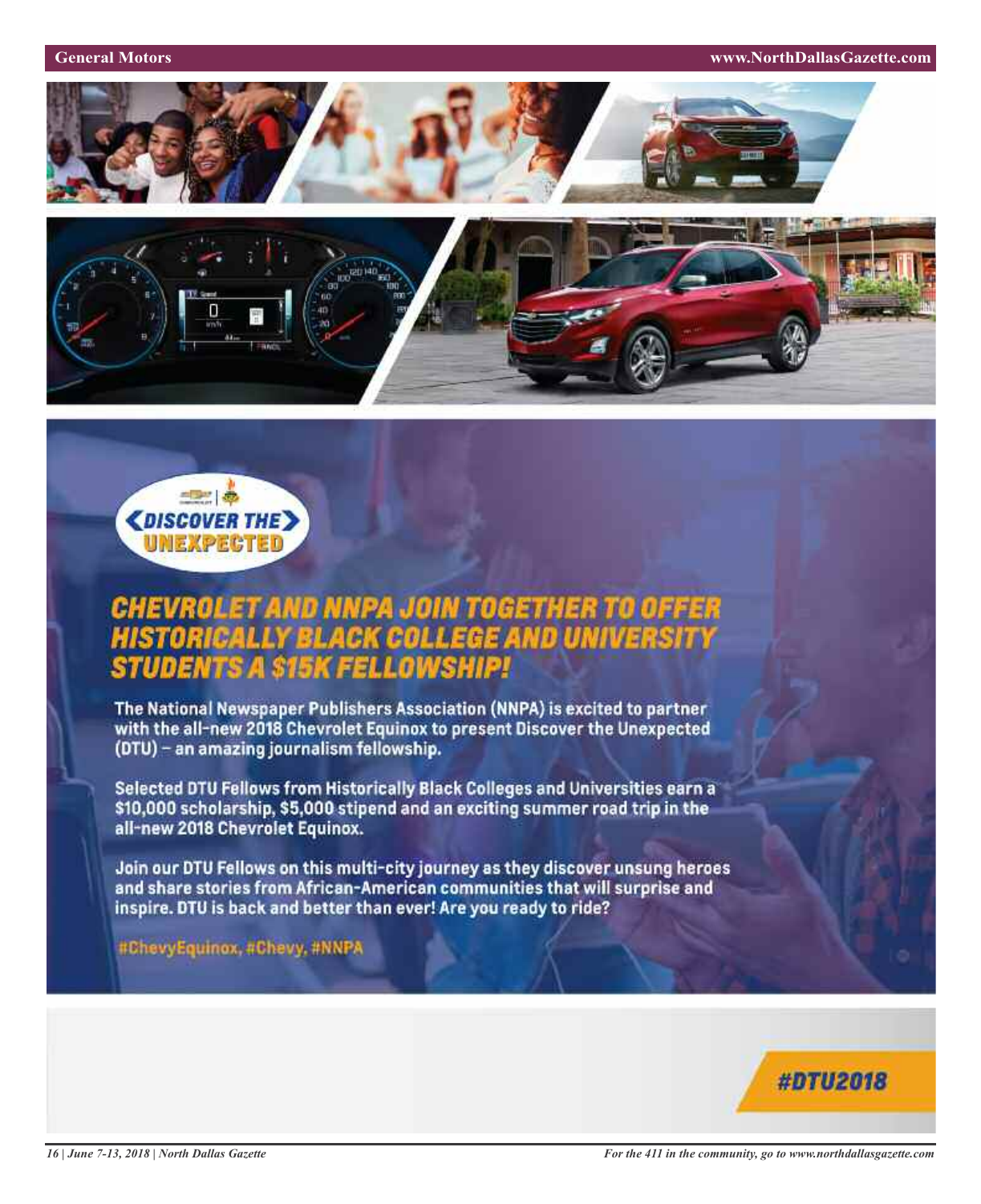DISCOVER THE UNEXPECTED

## CHEVROLET AND NNPA JOIN TOGETHER TO OFFER HISTORICALLY BLACK COLLEGE AND UNIVERSITY STUDENTS A $15K FELLOWSHIP!

The National Newspaper Publishers Association (NNPA) is excited to partner with the all-new 2018 Chevrolet Equinox to present Discover the Unexpected (DTU) – an amazing journalism fellowship.

Selected DTU Fellows from Historically Black Colleges and Universities earn a $10,000 scholarship, $5,000 stipend and an exciting summer road trip in the all-new 2018 Chevrolet Equinox.

Join our DTU Fellows on this multi-city journey as they discover unsung heroes and share stories from African-American communities that will surprise and inspire. DTU is back and better than ever! Are you ready to ride?

#ChevyEquinox, #Chevy, #NNPA

#DTU2018